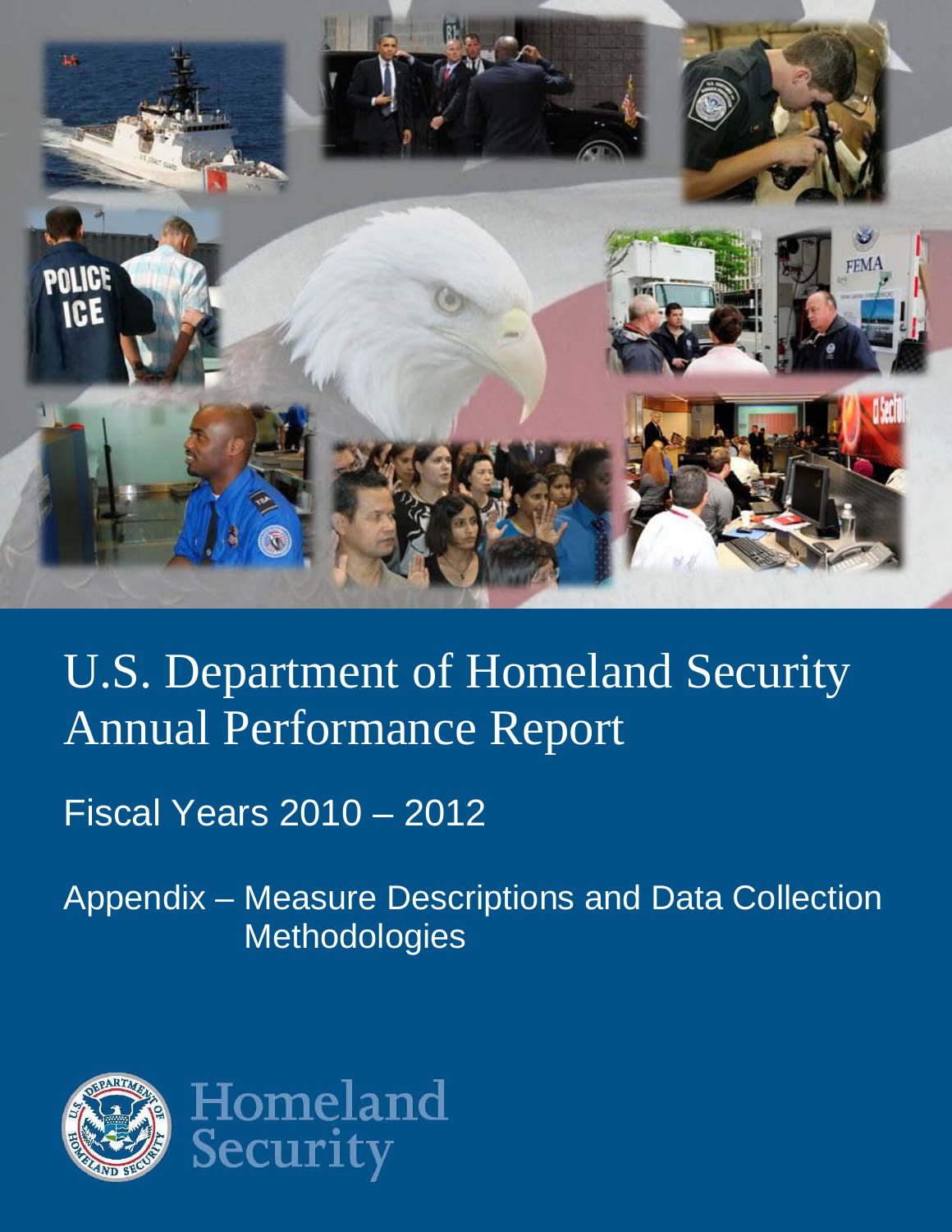# U.S. Department of Homeland Security Annual Performance Report

## Fiscal Years 2010 – 2012

### Appendix – Measure Descriptions and Data Collection Methodologies

Homeland Security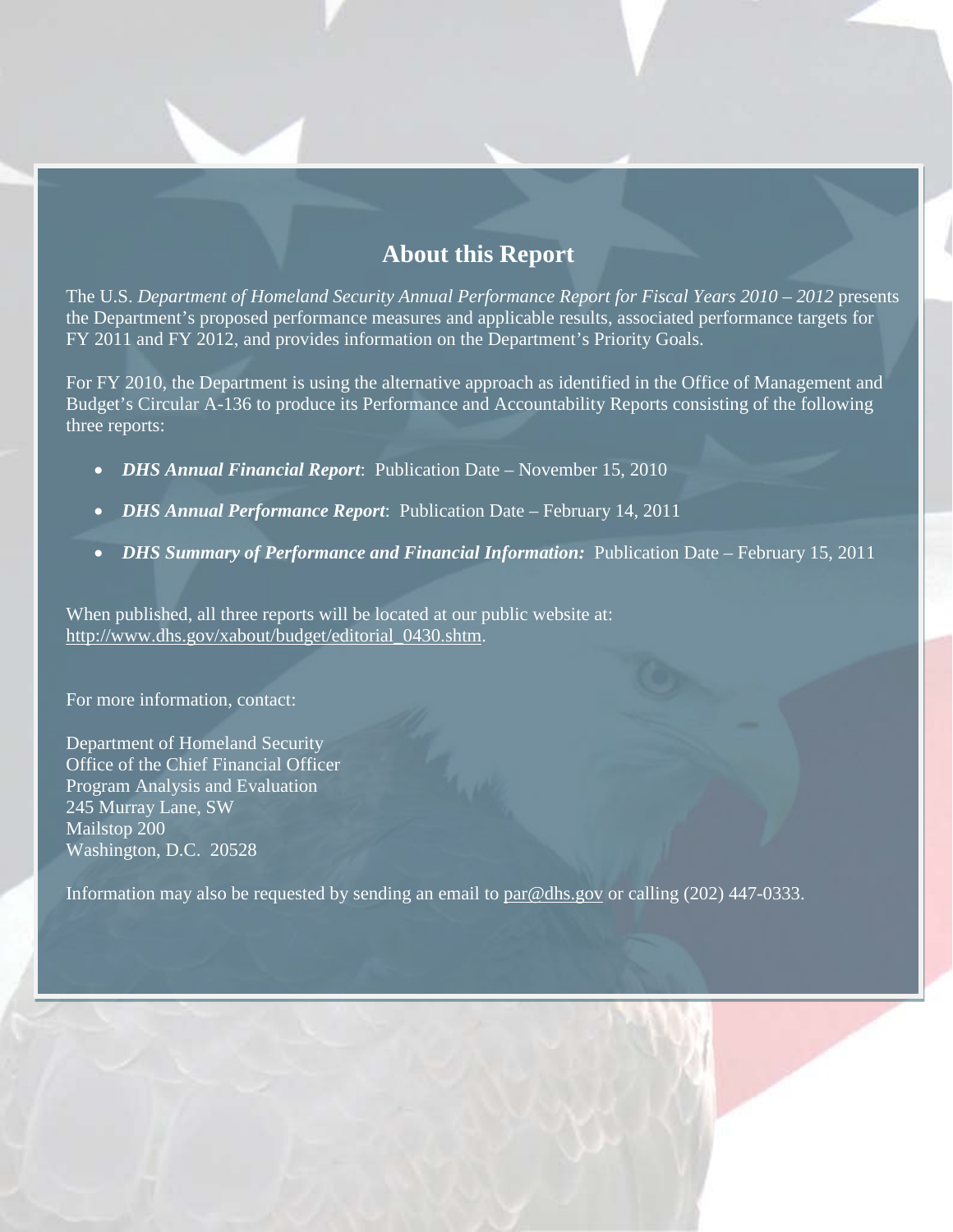# About this Report

The U.S. *Department of Homeland Security Annual Performance Report for Fiscal Years 2010 – 2012* presents the Department's proposed performance measures and applicable results, associated performance targets for FY 2011 and FY 2012, and provides information on the Department's Priority Goals.

For FY 2010, the Department is using the alternative approach as identified in the Office of Management and Budget's Circular A-136 to produce its Performance and Accountability Reports consisting of the following three reports:

- ***DHS Annual Financial Report***: Publication Date – November 15, 2010
- ***DHS Annual Performance Report***: Publication Date – February 14, 2011
- ***DHS Summary of Performance and Financial Information:*** Publication Date – February 15, 2011

When published, all three reports will be located at our public website at: http://www.dhs.gov/xabout/budget/editorial_0430.shtm.

For more information, contact:

Department of Homeland Security
Office of the Chief Financial Officer
Program Analysis and Evaluation
245 Murray Lane, SW
Mailstop 200
Washington, D.C. 20528

Information may also be requested by sending an email to par@dhs.gov or calling (202) 447-0333.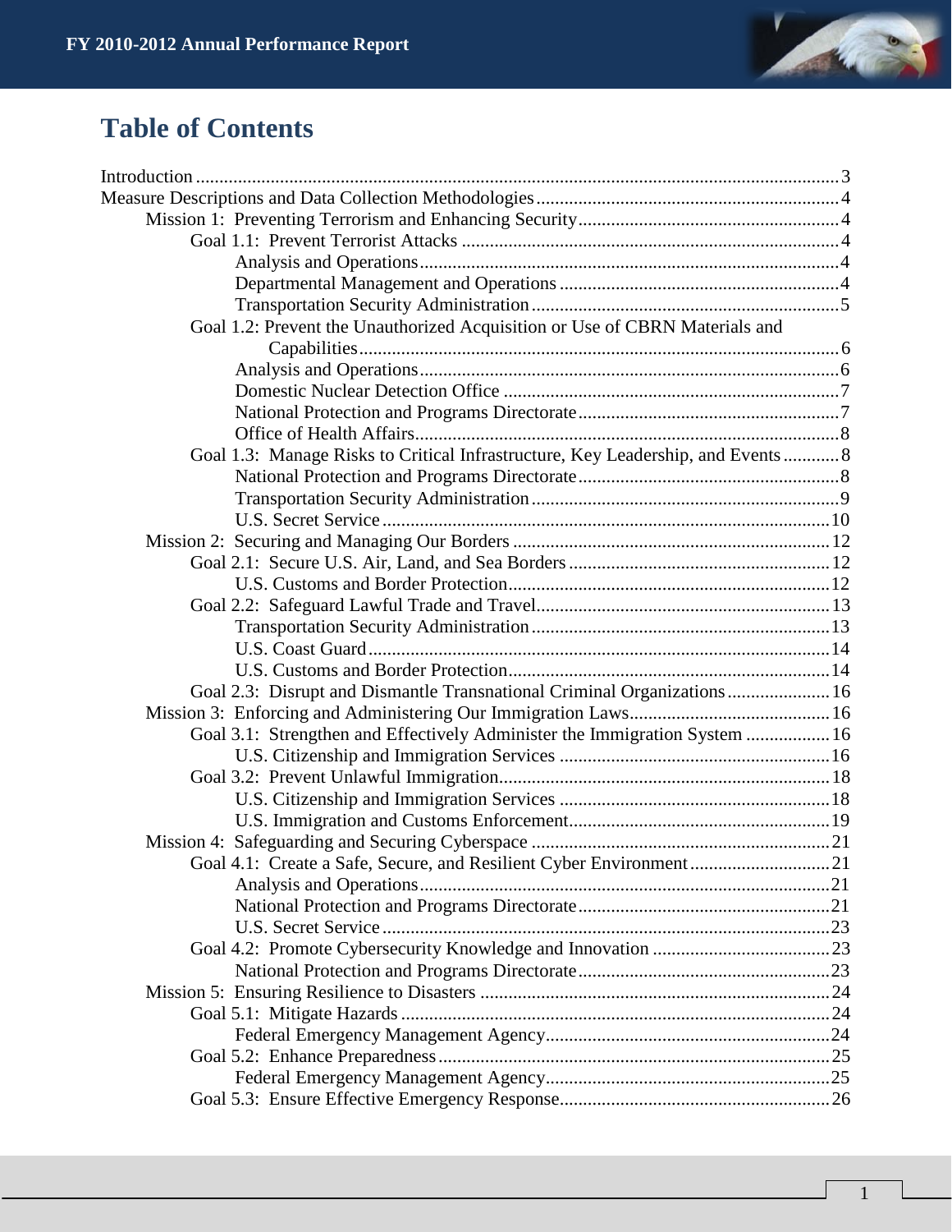# Table of Contents

Introduction ........................................................................................................................ 3
Measure Descriptions and Data Collection Methodologies ................................................................. 4
    Mission 1: Preventing Terrorism and Enhancing Security ........................................................ 4
        Goal 1.1: Prevent Terrorist Attacks ................................................................................. 4
            Analysis and Operations ......................................................................................... 4
            Departmental Management and Operations ............................................................ 4
            Transportation Security Administration .................................................................. 5
        Goal 1.2: Prevent the Unauthorized Acquisition or Use of CBRN Materials and Capabilities ...................................................................................................... 6
            Analysis and Operations ......................................................................................... 6
            Domestic Nuclear Detection Office ........................................................................ 7
            National Protection and Programs Directorate ........................................................ 7
            Office of Health Affairs .......................................................................................... 8
        Goal 1.3: Manage Risks to Critical Infrastructure, Key Leadership, and Events ............ 8
            National Protection and Programs Directorate ........................................................ 8
            Transportation Security Administration .................................................................. 9
            U.S. Secret Service ............................................................................................... 10
    Mission 2: Securing and Managing Our Borders .................................................................... 12
        Goal 2.1: Secure U.S. Air, Land, and Sea Borders ........................................................ 12
            U.S. Customs and Border Protection ..................................................................... 12
        Goal 2.2: Safeguard Lawful Trade and Travel ............................................................... 13
            Transportation Security Administration ................................................................ 13
            U.S. Coast Guard ................................................................................................... 14
            U.S. Customs and Border Protection ..................................................................... 14
        Goal 2.3: Disrupt and Dismantle Transnational Criminal Organizations ...................... 16
    Mission 3: Enforcing and Administering Our Immigration Laws ........................................... 16
        Goal 3.1: Strengthen and Effectively Administer the Immigration System .................. 16
            U.S. Citizenship and Immigration Services .......................................................... 16
        Goal 3.2: Prevent Unlawful Immigration ....................................................................... 18
            U.S. Citizenship and Immigration Services .......................................................... 18
            U.S. Immigration and Customs Enforcement ........................................................ 19
    Mission 4: Safeguarding and Securing Cyberspace ................................................................ 21
        Goal 4.1: Create a Safe, Secure, and Resilient Cyber Environment .............................. 21
            Analysis and Operations ....................................................................................... 21
            National Protection and Programs Directorate ...................................................... 21
            U.S. Secret Service ............................................................................................... 23
        Goal 4.2: Promote Cybersecurity Knowledge and Innovation ...................................... 23
            National Protection and Programs Directorate ...................................................... 23
    Mission 5: Ensuring Resilience to Disasters ........................................................................... 24
        Goal 5.1: Mitigate Hazards ............................................................................................ 24
            Federal Emergency Management Agency ............................................................. 24
        Goal 5.2: Enhance Preparedness .................................................................................... 25
            Federal Emergency Management Agency ............................................................. 25
        Goal 5.3: Ensure Effective Emergency Response .......................................................... 26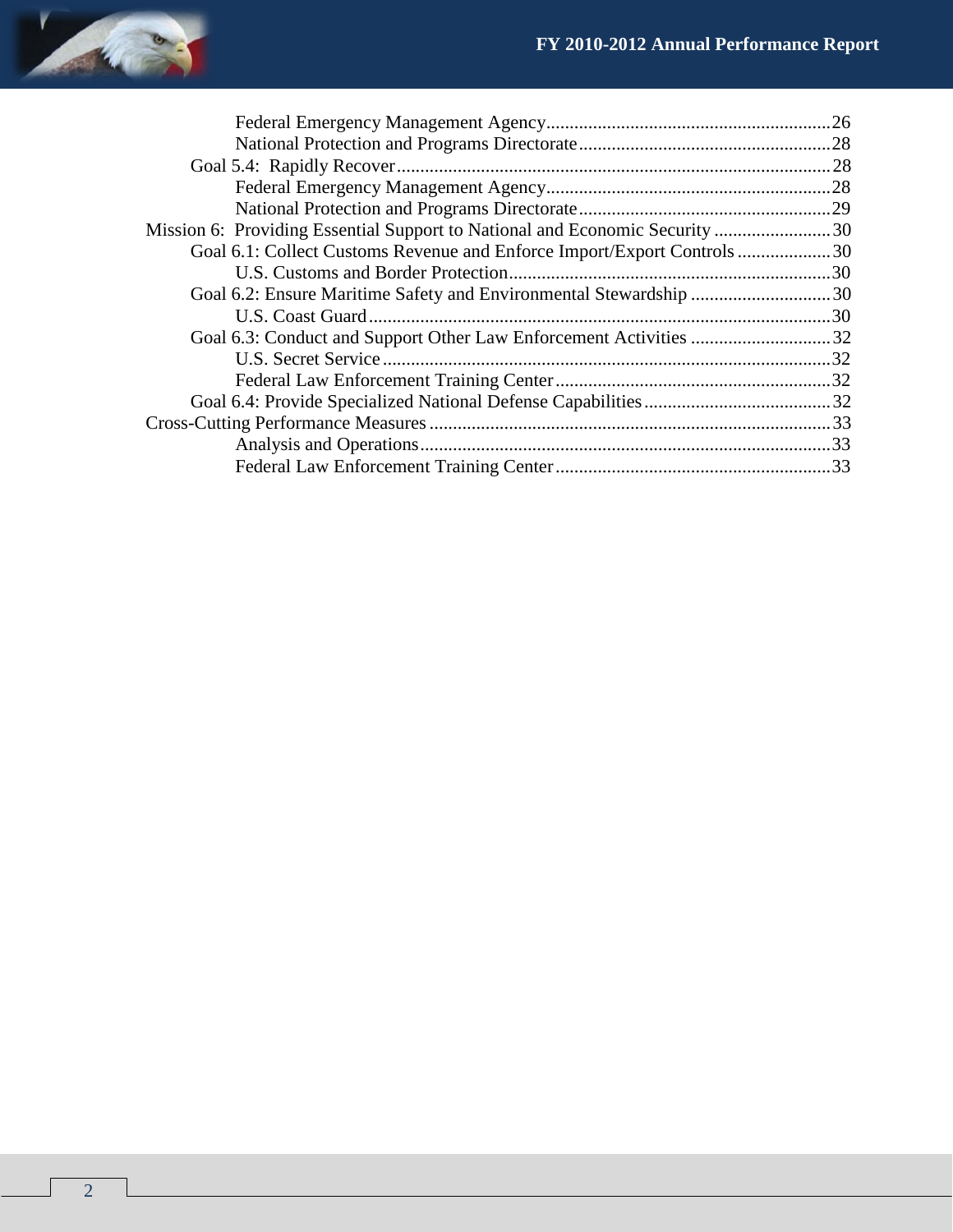Federal Emergency Management Agency............................................................26
National Protection and Programs Directorate......................................................28
Goal 5.4: Rapidly Recover.............................................................................................28
Federal Emergency Management Agency............................................................28
National Protection and Programs Directorate......................................................29
Mission 6: Providing Essential Support to National and Economic Security.........................30
Goal 6.1: Collect Customs Revenue and Enforce Import/Export Controls....................30
U.S. Customs and Border Protection.....................................................................30
Goal 6.2: Ensure Maritime Safety and Environmental Stewardship..............................30
U.S. Coast Guard...................................................................................................30
Goal 6.3: Conduct and Support Other Law Enforcement Activities..............................32
U.S. Secret Service................................................................................................32
Federal Law Enforcement Training Center...........................................................32
Goal 6.4: Provide Specialized National Defense Capabilities........................................32
Cross-Cutting Performance Measures......................................................................................33
Analysis and Operations........................................................................................33
Federal Law Enforcement Training Center...........................................................33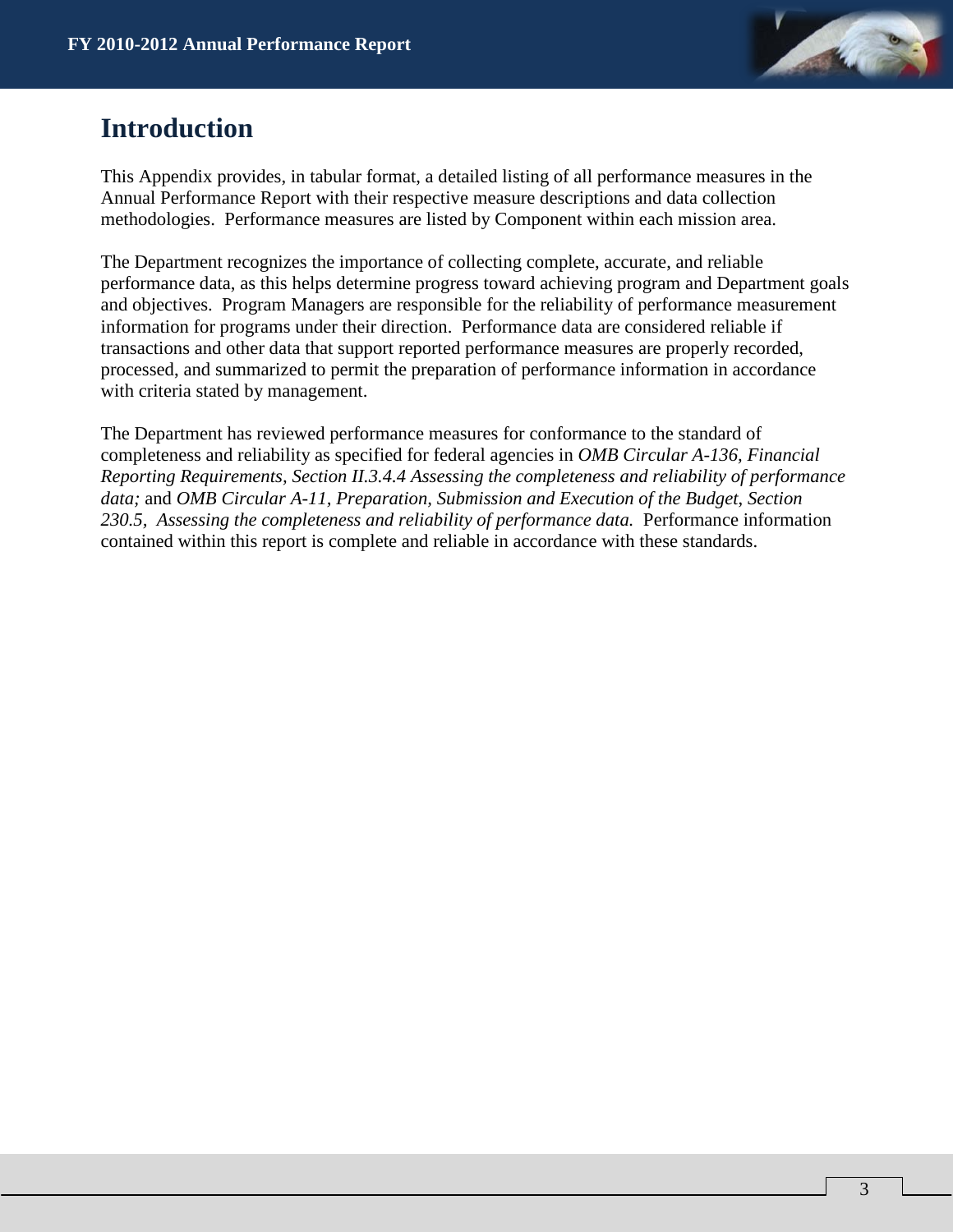# Introduction

This Appendix provides, in tabular format, a detailed listing of all performance measures in the Annual Performance Report with their respective measure descriptions and data collection methodologies. Performance measures are listed by Component within each mission area.

The Department recognizes the importance of collecting complete, accurate, and reliable performance data, as this helps determine progress toward achieving program and Department goals and objectives. Program Managers are responsible for the reliability of performance measurement information for programs under their direction. Performance data are considered reliable if transactions and other data that support reported performance measures are properly recorded, processed, and summarized to permit the preparation of performance information in accordance with criteria stated by management.

The Department has reviewed performance measures for conformance to the standard of completeness and reliability as specified for federal agencies in *OMB Circular A-136, Financial Reporting Requirements, Section II.3.4.4 Assessing the completeness and reliability of performance data;* and *OMB Circular A-11, Preparation, Submission and Execution of the Budget, Section 230.5, Assessing the completeness and reliability of performance data.* Performance information contained within this report is complete and reliable in accordance with these standards.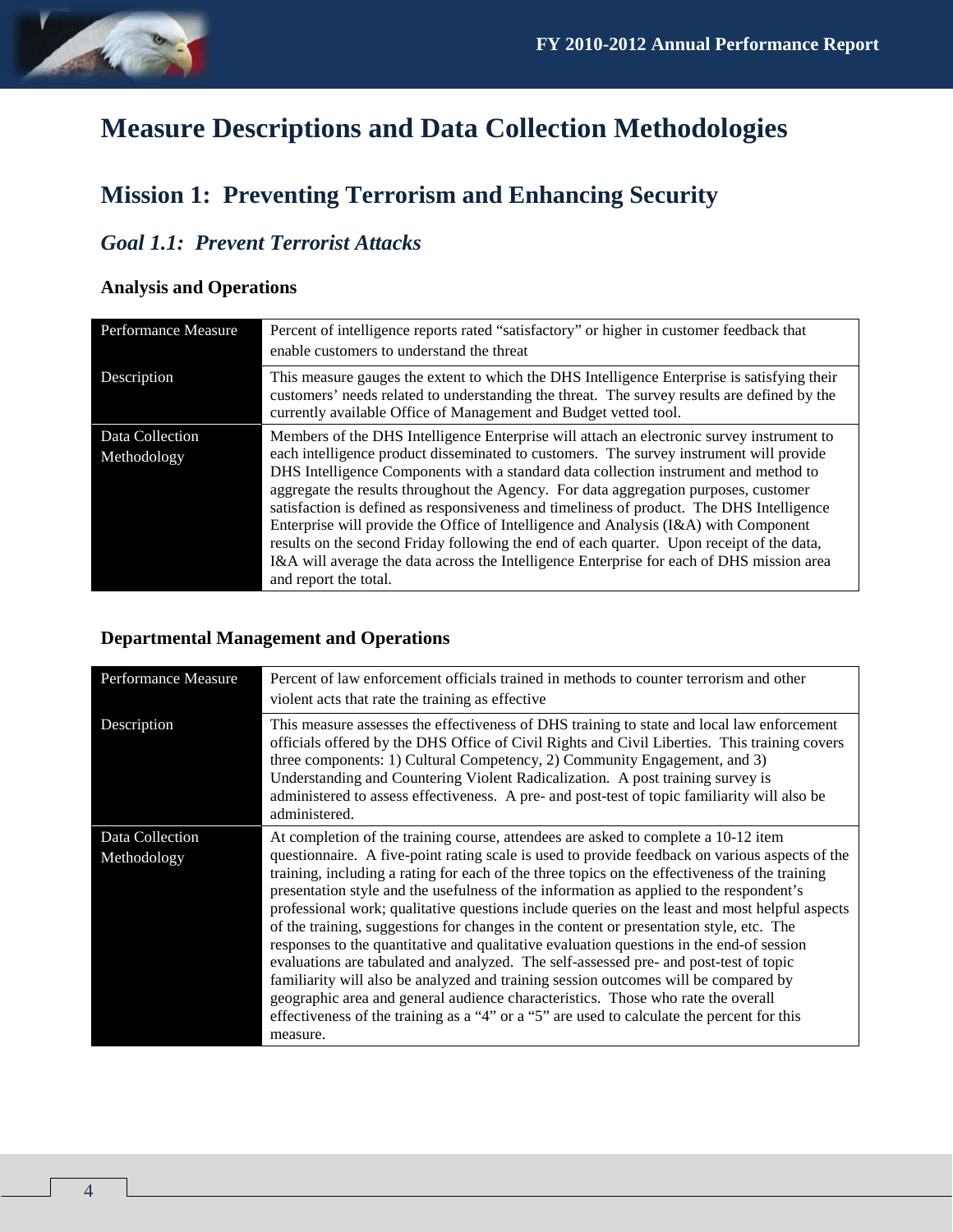# Measure Descriptions and Data Collection Methodologies

## Mission 1: Preventing Terrorism and Enhancing Security

### *Goal 1.1: Prevent Terrorist Attacks*

#### Analysis and Operations

| | |
|---|---|
| Performance Measure | Percent of intelligence reports rated "satisfactory" or higher in customer feedback that enable customers to understand the threat |
| Description | This measure gauges the extent to which the DHS Intelligence Enterprise is satisfying their customers' needs related to understanding the threat. The survey results are defined by the currently available Office of Management and Budget vetted tool. |
| Data Collection Methodology | Members of the DHS Intelligence Enterprise will attach an electronic survey instrument to each intelligence product disseminated to customers. The survey instrument will provide DHS Intelligence Components with a standard data collection instrument and method to aggregate the results throughout the Agency. For data aggregation purposes, customer satisfaction is defined as responsiveness and timeliness of product. The DHS Intelligence Enterprise will provide the Office of Intelligence and Analysis (I&A) with Component results on the second Friday following the end of each quarter. Upon receipt of the data, I&A will average the data across the Intelligence Enterprise for each of DHS mission area and report the total. |

#### Departmental Management and Operations

| | |
|---|---|
| Performance Measure | Percent of law enforcement officials trained in methods to counter terrorism and other violent acts that rate the training as effective |
| Description | This measure assesses the effectiveness of DHS training to state and local law enforcement officials offered by the DHS Office of Civil Rights and Civil Liberties. This training covers three components: 1) Cultural Competency, 2) Community Engagement, and 3) Understanding and Countering Violent Radicalization. A post training survey is administered to assess effectiveness. A pre- and post-test of topic familiarity will also be administered. |
| Data Collection Methodology | At completion of the training course, attendees are asked to complete a 10-12 item questionnaire. A five-point rating scale is used to provide feedback on various aspects of the training, including a rating for each of the three topics on the effectiveness of the training presentation style and the usefulness of the information as applied to the respondent's professional work; qualitative questions include queries on the least and most helpful aspects of the training, suggestions for changes in the content or presentation style, etc. The responses to the quantitative and qualitative evaluation questions in the end-of session evaluations are tabulated and analyzed. The self-assessed pre- and post-test of topic familiarity will also be analyzed and training session outcomes will be compared by geographic area and general audience characteristics. Those who rate the overall effectiveness of the training as a "4" or a "5" are used to calculate the percent for this measure. |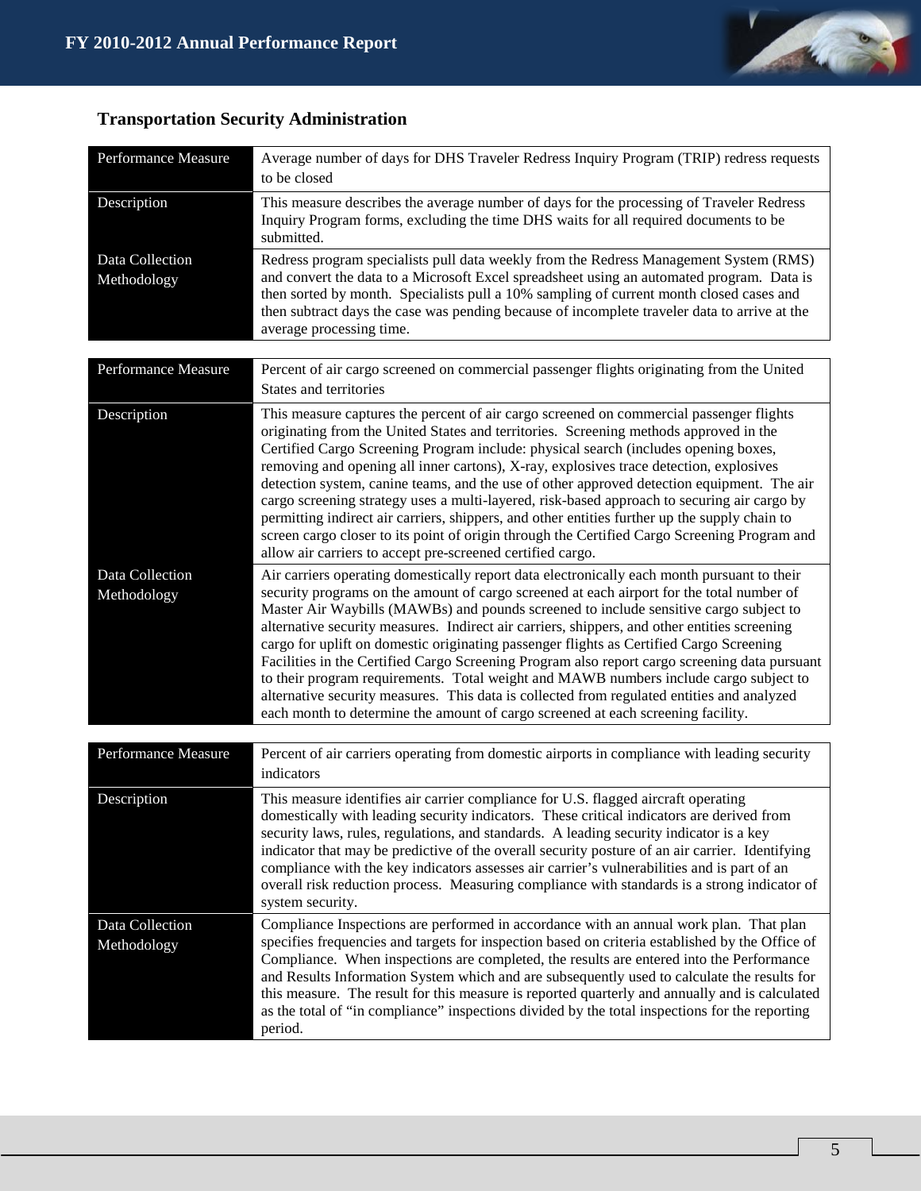## Transportation Security Administration

| Performance Measure | Average number of days for DHS Traveler Redress Inquiry Program (TRIP) redress requests to be closed |
|---|---|
| Description | This measure describes the average number of days for the processing of Traveler Redress Inquiry Program forms, excluding the time DHS waits for all required documents to be submitted. |
| Data Collection Methodology | Redress program specialists pull data weekly from the Redress Management System (RMS) and convert the data to a Microsoft Excel spreadsheet using an automated program. Data is then sorted by month. Specialists pull a 10% sampling of current month closed cases and then subtract days the case was pending because of incomplete traveler data to arrive at the average processing time. |

| Performance Measure | Percent of air cargo screened on commercial passenger flights originating from the United States and territories |
|---|---|
| Description | This measure captures the percent of air cargo screened on commercial passenger flights originating from the United States and territories. Screening methods approved in the Certified Cargo Screening Program include: physical search (includes opening boxes, removing and opening all inner cartons), X-ray, explosives trace detection, explosives detection system, canine teams, and the use of other approved detection equipment. The air cargo screening strategy uses a multi-layered, risk-based approach to securing air cargo by permitting indirect air carriers, shippers, and other entities further up the supply chain to screen cargo closer to its point of origin through the Certified Cargo Screening Program and allow air carriers to accept pre-screened certified cargo. |
| Data Collection Methodology | Air carriers operating domestically report data electronically each month pursuant to their security programs on the amount of cargo screened at each airport for the total number of Master Air Waybills (MAWBs) and pounds screened to include sensitive cargo subject to alternative security measures. Indirect air carriers, shippers, and other entities screening cargo for uplift on domestic originating passenger flights as Certified Cargo Screening Facilities in the Certified Cargo Screening Program also report cargo screening data pursuant to their program requirements. Total weight and MAWB numbers include cargo subject to alternative security measures. This data is collected from regulated entities and analyzed each month to determine the amount of cargo screened at each screening facility. |

| Performance Measure | Percent of air carriers operating from domestic airports in compliance with leading security indicators |
|---|---|
| Description | This measure identifies air carrier compliance for U.S. flagged aircraft operating domestically with leading security indicators. These critical indicators are derived from security laws, rules, regulations, and standards. A leading security indicator is a key indicator that may be predictive of the overall security posture of an air carrier. Identifying compliance with the key indicators assesses air carrier's vulnerabilities and is part of an overall risk reduction process. Measuring compliance with standards is a strong indicator of system security. |
| Data Collection Methodology | Compliance Inspections are performed in accordance with an annual work plan. That plan specifies frequencies and targets for inspection based on criteria established by the Office of Compliance. When inspections are completed, the results are entered into the Performance and Results Information System which and are subsequently used to calculate the results for this measure. The result for this measure is reported quarterly and annually and is calculated as the total of "in compliance" inspections divided by the total inspections for the reporting period. |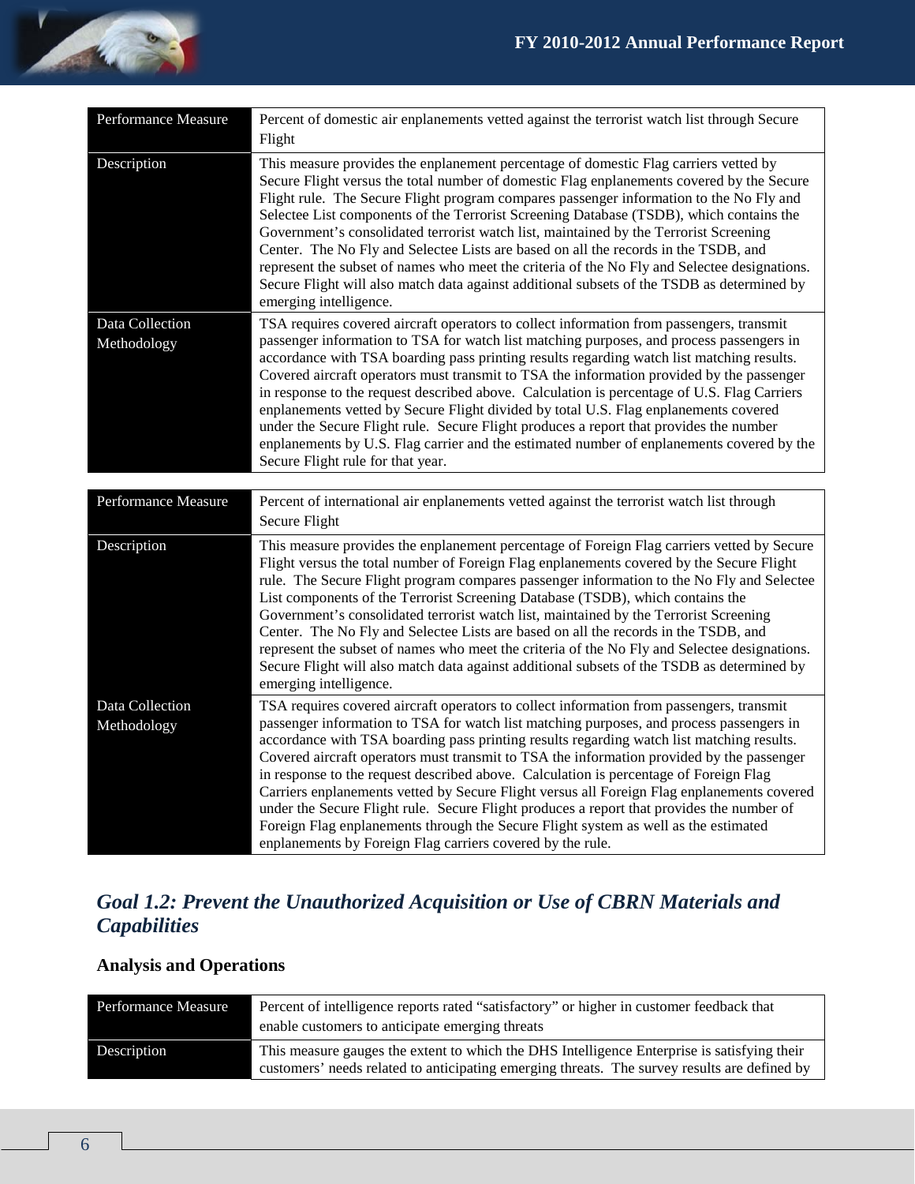| Performance Measure | Percent of domestic air enplanements vetted against the terrorist watch list through Secure Flight |
|---|---|
| Description | This measure provides the enplanement percentage of domestic Flag carriers vetted by Secure Flight versus the total number of domestic Flag enplanements covered by the Secure Flight rule. The Secure Flight program compares passenger information to the No Fly and Selectee List components of the Terrorist Screening Database (TSDB), which contains the Government's consolidated terrorist watch list, maintained by the Terrorist Screening Center. The No Fly and Selectee Lists are based on all the records in the TSDB, and represent the subset of names who meet the criteria of the No Fly and Selectee designations. Secure Flight will also match data against additional subsets of the TSDB as determined by emerging intelligence. |
| Data Collection Methodology | TSA requires covered aircraft operators to collect information from passengers, transmit passenger information to TSA for watch list matching purposes, and process passengers in accordance with TSA boarding pass printing results regarding watch list matching results. Covered aircraft operators must transmit to TSA the information provided by the passenger in response to the request described above. Calculation is percentage of U.S. Flag Carriers enplanements vetted by Secure Flight divided by total U.S. Flag enplanements covered under the Secure Flight rule. Secure Flight produces a report that provides the number enplanements by U.S. Flag carrier and the estimated number of enplanements covered by the Secure Flight rule for that year. |

| Performance Measure | Percent of international air enplanements vetted against the terrorist watch list through Secure Flight |
|---|---|
| Description | This measure provides the enplanement percentage of Foreign Flag carriers vetted by Secure Flight versus the total number of Foreign Flag enplanements covered by the Secure Flight rule. The Secure Flight program compares passenger information to the No Fly and Selectee List components of the Terrorist Screening Database (TSDB), which contains the Government's consolidated terrorist watch list, maintained by the Terrorist Screening Center. The No Fly and Selectee Lists are based on all the records in the TSDB, and represent the subset of names who meet the criteria of the No Fly and Selectee designations. Secure Flight will also match data against additional subsets of the TSDB as determined by emerging intelligence. |
| Data Collection Methodology | TSA requires covered aircraft operators to collect information from passengers, transmit passenger information to TSA for watch list matching purposes, and process passengers in accordance with TSA boarding pass printing results regarding watch list matching results. Covered aircraft operators must transmit to TSA the information provided by the passenger in response to the request described above. Calculation is percentage of Foreign Flag Carriers enplanements vetted by Secure Flight versus all Foreign Flag enplanements covered under the Secure Flight rule. Secure Flight produces a report that provides the number of Foreign Flag enplanements through the Secure Flight system as well as the estimated enplanements by Foreign Flag carriers covered by the rule. |

## *Goal 1.2: Prevent the Unauthorized Acquisition or Use of CBRN Materials and Capabilities*

### Analysis and Operations

| Performance Measure | Percent of intelligence reports rated "satisfactory" or higher in customer feedback that enable customers to anticipate emerging threats |
|---|---|
| Description | This measure gauges the extent to which the DHS Intelligence Enterprise is satisfying their customers' needs related to anticipating emerging threats. The survey results are defined by |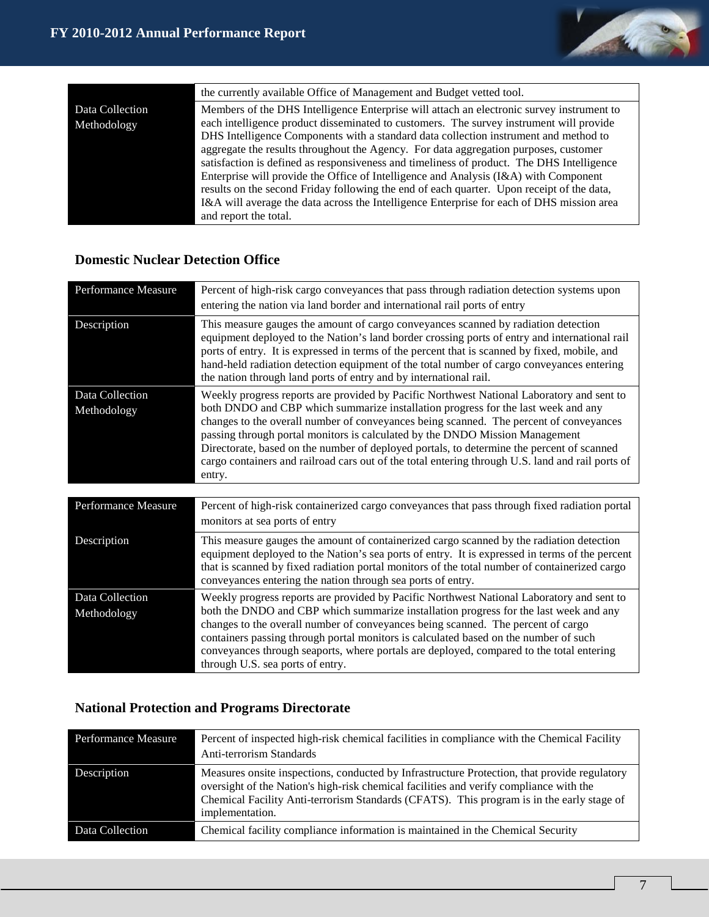| | |
|---|---|
| | the currently available Office of Management and Budget vetted tool. |
| Data Collection Methodology | Members of the DHS Intelligence Enterprise will attach an electronic survey instrument to each intelligence product disseminated to customers. The survey instrument will provide DHS Intelligence Components with a standard data collection instrument and method to aggregate the results throughout the Agency. For data aggregation purposes, customer satisfaction is defined as responsiveness and timeliness of product. The DHS Intelligence Enterprise will provide the Office of Intelligence and Analysis (I&A) with Component results on the second Friday following the end of each quarter. Upon receipt of the data, I&A will average the data across the Intelligence Enterprise for each of DHS mission area and report the total. |

### Domestic Nuclear Detection Office

| Performance Measure | Percent of high-risk cargo conveyances that pass through radiation detection systems upon entering the nation via land border and international rail ports of entry |
|---|---|
| Description | This measure gauges the amount of cargo conveyances scanned by radiation detection equipment deployed to the Nation's land border crossing ports of entry and international rail ports of entry. It is expressed in terms of the percent that is scanned by fixed, mobile, and hand-held radiation detection equipment of the total number of cargo conveyances entering the nation through land ports of entry and by international rail. |
| Data Collection Methodology | Weekly progress reports are provided by Pacific Northwest National Laboratory and sent to both DNDO and CBP which summarize installation progress for the last week and any changes to the overall number of conveyances being scanned. The percent of conveyances passing through portal monitors is calculated by the DNDO Mission Management Directorate, based on the number of deployed portals, to determine the percent of scanned cargo containers and railroad cars out of the total entering through U.S. land and rail ports of entry. |

| Performance Measure | Percent of high-risk containerized cargo conveyances that pass through fixed radiation portal monitors at sea ports of entry |
|---|---|
| Description | This measure gauges the amount of containerized cargo scanned by the radiation detection equipment deployed to the Nation's sea ports of entry. It is expressed in terms of the percent that is scanned by fixed radiation portal monitors of the total number of containerized cargo conveyances entering the nation through sea ports of entry. |
| Data Collection Methodology | Weekly progress reports are provided by Pacific Northwest National Laboratory and sent to both the DNDO and CBP which summarize installation progress for the last week and any changes to the overall number of conveyances being scanned. The percent of cargo containers passing through portal monitors is calculated based on the number of such conveyances through seaports, where portals are deployed, compared to the total entering through U.S. sea ports of entry. |

### National Protection and Programs Directorate

| Performance Measure | Percent of inspected high-risk chemical facilities in compliance with the Chemical Facility Anti-terrorism Standards |
|---|---|
| Description | Measures onsite inspections, conducted by Infrastructure Protection, that provide regulatory oversight of the Nation's high-risk chemical facilities and verify compliance with the Chemical Facility Anti-terrorism Standards (CFATS). This program is in the early stage of implementation. |
| Data Collection | Chemical facility compliance information is maintained in the Chemical Security |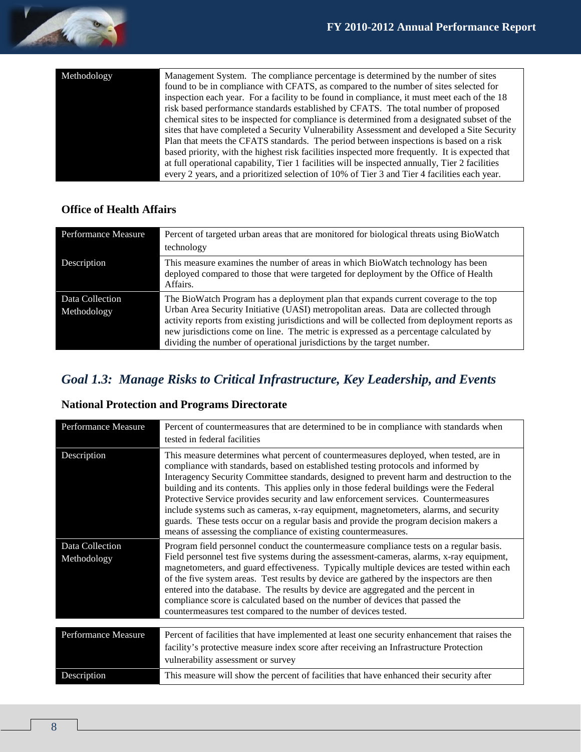| Methodology | Management System. The compliance percentage is determined by the number of sites found to be in compliance with CFATS, as compared to the number of sites selected for inspection each year. For a facility to be found in compliance, it must meet each of the 18 risk based performance standards established by CFATS. The total number of proposed chemical sites to be inspected for compliance is determined from a designated subset of the sites that have completed a Security Vulnerability Assessment and developed a Site Security Plan that meets the CFATS standards. The period between inspections is based on a risk based priority, with the highest risk facilities inspected more frequently. It is expected that at full operational capability, Tier 1 facilities will be inspected annually, Tier 2 facilities every 2 years, and a prioritized selection of 10% of Tier 3 and Tier 4 facilities each year. |
|---|---|

### Office of Health Affairs

| Performance Measure | Percent of targeted urban areas that are monitored for biological threats using BioWatch technology |
|---|---|
| Description | This measure examines the number of areas in which BioWatch technology has been deployed compared to those that were targeted for deployment by the Office of Health Affairs. |
| Data Collection Methodology | The BioWatch Program has a deployment plan that expands current coverage to the top Urban Area Security Initiative (UASI) metropolitan areas. Data are collected through activity reports from existing jurisdictions and will be collected from deployment reports as new jurisdictions come on line. The metric is expressed as a percentage calculated by dividing the number of operational jurisdictions by the target number. |

## *Goal 1.3: Manage Risks to Critical Infrastructure, Key Leadership, and Events*

### National Protection and Programs Directorate

| Performance Measure | Percent of countermeasures that are determined to be in compliance with standards when tested in federal facilities |
|---|---|
| Description | This measure determines what percent of countermeasures deployed, when tested, are in compliance with standards, based on established testing protocols and informed by Interagency Security Committee standards, designed to prevent harm and destruction to the building and its contents. This applies only in those federal buildings were the Federal Protective Service provides security and law enforcement services. Countermeasures include systems such as cameras, x-ray equipment, magnetometers, alarms, and security guards. These tests occur on a regular basis and provide the program decision makers a means of assessing the compliance of existing countermeasures. |
| Data Collection Methodology | Program field personnel conduct the countermeasure compliance tests on a regular basis. Field personnel test five systems during the assessment-cameras, alarms, x-ray equipment, magnetometers, and guard effectiveness. Typically multiple devices are tested within each of the five system areas. Test results by device are gathered by the inspectors are then entered into the database. The results by device are aggregated and the percent in compliance score is calculated based on the number of devices that passed the countermeasures test compared to the number of devices tested. |

| Performance Measure | Percent of facilities that have implemented at least one security enhancement that raises the facility's protective measure index score after receiving an Infrastructure Protection vulnerability assessment or survey |
|---|---|
| Description | This measure will show the percent of facilities that have enhanced their security after |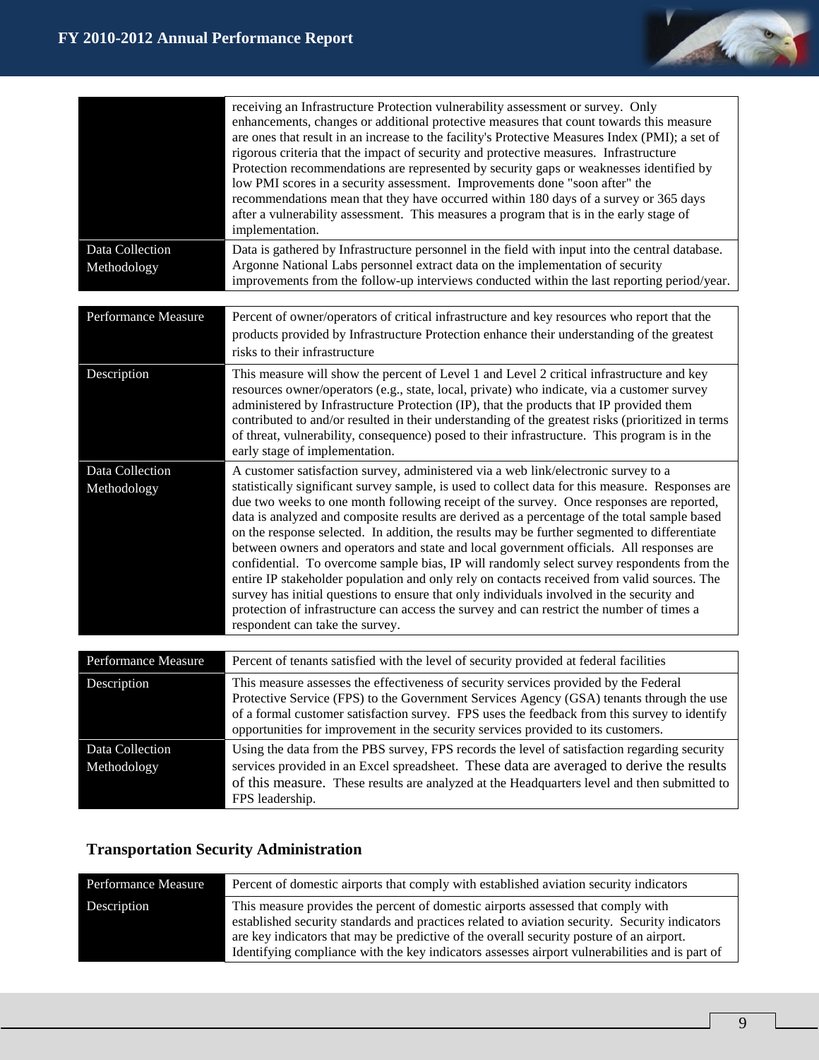| | |
|---|---|
| | receiving an Infrastructure Protection vulnerability assessment or survey. Only enhancements, changes or additional protective measures that count towards this measure are ones that result in an increase to the facility's Protective Measures Index (PMI); a set of rigorous criteria that the impact of security and protective measures. Infrastructure Protection recommendations are represented by security gaps or weaknesses identified by low PMI scores in a security assessment. Improvements done "soon after" the recommendations mean that they have occurred within 180 days of a survey or 365 days after a vulnerability assessment. This measures a program that is in the early stage of implementation. |
| Data Collection Methodology | Data is gathered by Infrastructure personnel in the field with input into the central database. Argonne National Labs personnel extract data on the implementation of security improvements from the follow-up interviews conducted within the last reporting period/year. |

| | |
|---|---|
| Performance Measure | Percent of owner/operators of critical infrastructure and key resources who report that the products provided by Infrastructure Protection enhance their understanding of the greatest risks to their infrastructure |
| Description | This measure will show the percent of Level 1 and Level 2 critical infrastructure and key resources owner/operators (e.g., state, local, private) who indicate, via a customer survey administered by Infrastructure Protection (IP), that the products that IP provided them contributed to and/or resulted in their understanding of the greatest risks (prioritized in terms of threat, vulnerability, consequence) posed to their infrastructure. This program is in the early stage of implementation. |
| Data Collection Methodology | A customer satisfaction survey, administered via a web link/electronic survey to a statistically significant survey sample, is used to collect data for this measure. Responses are due two weeks to one month following receipt of the survey. Once responses are reported, data is analyzed and composite results are derived as a percentage of the total sample based on the response selected. In addition, the results may be further segmented to differentiate between owners and operators and state and local government officials. All responses are confidential. To overcome sample bias, IP will randomly select survey respondents from the entire IP stakeholder population and only rely on contacts received from valid sources. The survey has initial questions to ensure that only individuals involved in the security and protection of infrastructure can access the survey and can restrict the number of times a respondent can take the survey. |

| | |
|---|---|
| Performance Measure | Percent of tenants satisfied with the level of security provided at federal facilities |
| Description | This measure assesses the effectiveness of security services provided by the Federal Protective Service (FPS) to the Government Services Agency (GSA) tenants through the use of a formal customer satisfaction survey. FPS uses the feedback from this survey to identify opportunities for improvement in the security services provided to its customers. |
| Data Collection Methodology | Using the data from the PBS survey, FPS records the level of satisfaction regarding security services provided in an Excel spreadsheet. These data are averaged to derive the results of this measure. These results are analyzed at the Headquarters level and then submitted to FPS leadership. |

## Transportation Security Administration

| | |
|---|---|
| Performance Measure | Percent of domestic airports that comply with established aviation security indicators |
| Description | This measure provides the percent of domestic airports assessed that comply with established security standards and practices related to aviation security. Security indicators are key indicators that may be predictive of the overall security posture of an airport. Identifying compliance with the key indicators assesses airport vulnerabilities and is part of |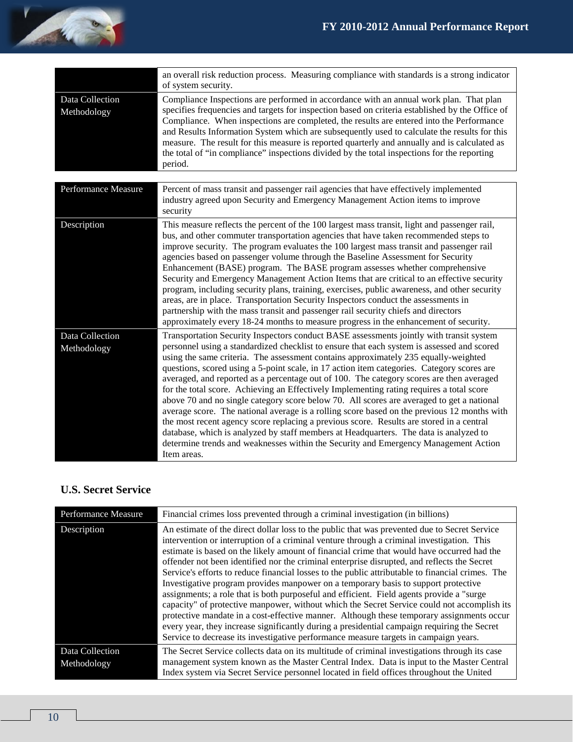| | |
|---|---|
| | an overall risk reduction process. Measuring compliance with standards is a strong indicator of system security. |
| Data Collection Methodology | Compliance Inspections are performed in accordance with an annual work plan. That plan specifies frequencies and targets for inspection based on criteria established by the Office of Compliance. When inspections are completed, the results are entered into the Performance and Results Information System which are subsequently used to calculate the results for this measure. The result for this measure is reported quarterly and annually and is calculated as the total of "in compliance" inspections divided by the total inspections for the reporting period. |

| Performance Measure | Percent of mass transit and passenger rail agencies that have effectively implemented industry agreed upon Security and Emergency Management Action items to improve security |
|---|---|
| Description | This measure reflects the percent of the 100 largest mass transit, light and passenger rail, bus, and other commuter transportation agencies that have taken recommended steps to improve security. The program evaluates the 100 largest mass transit and passenger rail agencies based on passenger volume through the Baseline Assessment for Security Enhancement (BASE) program. The BASE program assesses whether comprehensive Security and Emergency Management Action Items that are critical to an effective security program, including security plans, training, exercises, public awareness, and other security areas, are in place. Transportation Security Inspectors conduct the assessments in partnership with the mass transit and passenger rail security chiefs and directors approximately every 18-24 months to measure progress in the enhancement of security. |
| Data Collection Methodology | Transportation Security Inspectors conduct BASE assessments jointly with transit system personnel using a standardized checklist to ensure that each system is assessed and scored using the same criteria. The assessment contains approximately 235 equally-weighted questions, scored using a 5-point scale, in 17 action item categories. Category scores are averaged, and reported as a percentage out of 100. The category scores are then averaged for the total score. Achieving an Effectively Implementing rating requires a total score above 70 and no single category score below 70. All scores are averaged to get a national average score. The national average is a rolling score based on the previous 12 months with the most recent agency score replacing a previous score. Results are stored in a central database, which is analyzed by staff members at Headquarters. The data is analyzed to determine trends and weaknesses within the Security and Emergency Management Action Item areas. |

### U.S. Secret Service

| Performance Measure | Financial crimes loss prevented through a criminal investigation (in billions) |
|---|---|
| Description | An estimate of the direct dollar loss to the public that was prevented due to Secret Service intervention or interruption of a criminal venture through a criminal investigation. This estimate is based on the likely amount of financial crime that would have occurred had the offender not been identified nor the criminal enterprise disrupted, and reflects the Secret Service's efforts to reduce financial losses to the public attributable to financial crimes. The Investigative program provides manpower on a temporary basis to support protective assignments; a role that is both purposeful and efficient. Field agents provide a "surge capacity" of protective manpower, without which the Secret Service could not accomplish its protective mandate in a cost-effective manner. Although these temporary assignments occur every year, they increase significantly during a presidential campaign requiring the Secret Service to decrease its investigative performance measure targets in campaign years. |
| Data Collection Methodology | The Secret Service collects data on its multitude of criminal investigations through its case management system known as the Master Central Index. Data is input to the Master Central Index system via Secret Service personnel located in field offices throughout the United |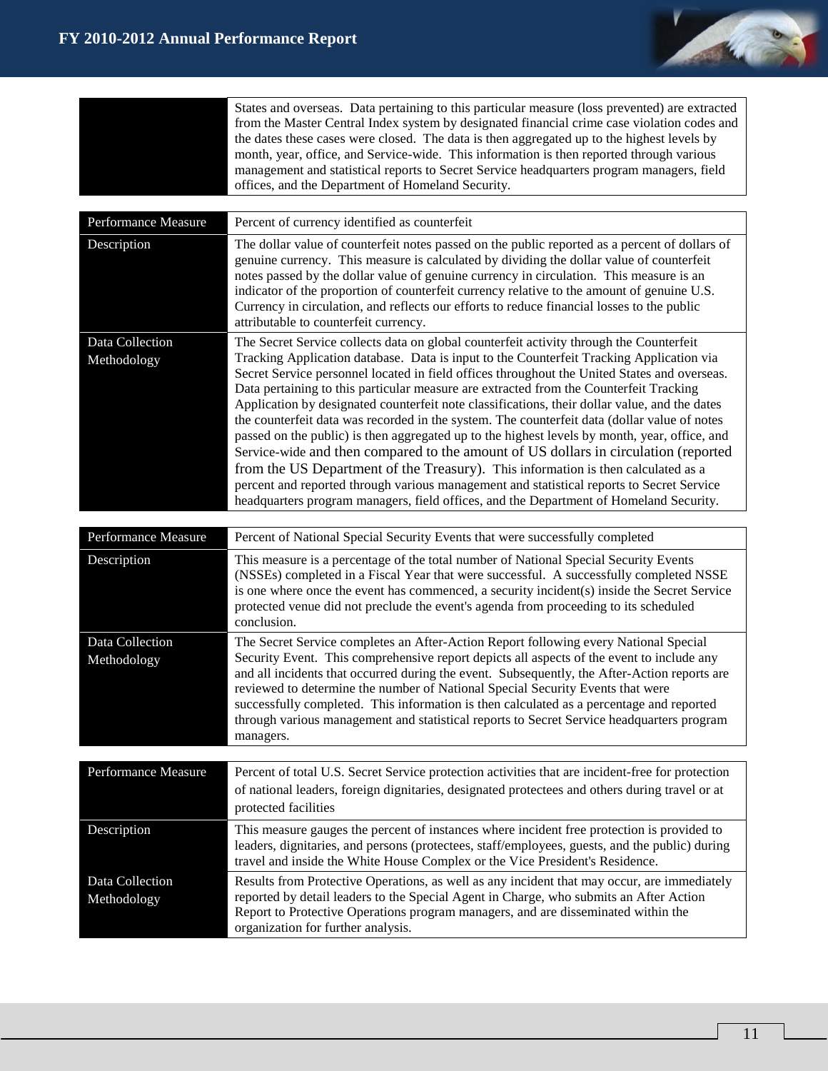| | |
|---|---|
| | States and overseas. Data pertaining to this particular measure (loss prevented) are extracted from the Master Central Index system by designated financial crime case violation codes and the dates these cases were closed. The data is then aggregated up to the highest levels by month, year, office, and Service-wide. This information is then reported through various management and statistical reports to Secret Service headquarters program managers, field offices, and the Department of Homeland Security. |

| Performance Measure | Percent of currency identified as counterfeit |
|---|---|
| Description | The dollar value of counterfeit notes passed on the public reported as a percent of dollars of genuine currency. This measure is calculated by dividing the dollar value of counterfeit notes passed by the dollar value of genuine currency in circulation. This measure is an indicator of the proportion of counterfeit currency relative to the amount of genuine U.S. Currency in circulation, and reflects our efforts to reduce financial losses to the public attributable to counterfeit currency. |
| Data Collection Methodology | The Secret Service collects data on global counterfeit activity through the Counterfeit Tracking Application database. Data is input to the Counterfeit Tracking Application via Secret Service personnel located in field offices throughout the United States and overseas. Data pertaining to this particular measure are extracted from the Counterfeit Tracking Application by designated counterfeit note classifications, their dollar value, and the dates the counterfeit data was recorded in the system. The counterfeit data (dollar value of notes passed on the public) is then aggregated up to the highest levels by month, year, office, and Service-wide and then compared to the amount of US dollars in circulation (reported from the US Department of the Treasury). This information is then calculated as a percent and reported through various management and statistical reports to Secret Service headquarters program managers, field offices, and the Department of Homeland Security. |

| Performance Measure | Percent of National Special Security Events that were successfully completed |
|---|---|
| Description | This measure is a percentage of the total number of National Special Security Events (NSSEs) completed in a Fiscal Year that were successful. A successfully completed NSSE is one where once the event has commenced, a security incident(s) inside the Secret Service protected venue did not preclude the event's agenda from proceeding to its scheduled conclusion. |
| Data Collection Methodology | The Secret Service completes an After-Action Report following every National Special Security Event. This comprehensive report depicts all aspects of the event to include any and all incidents that occurred during the event. Subsequently, the After-Action reports are reviewed to determine the number of National Special Security Events that were successfully completed. This information is then calculated as a percentage and reported through various management and statistical reports to Secret Service headquarters program managers. |

| Performance Measure | Percent of total U.S. Secret Service protection activities that are incident-free for protection of national leaders, foreign dignitaries, designated protectees and others during travel or at protected facilities |
|---|---|
| Description | This measure gauges the percent of instances where incident free protection is provided to leaders, dignitaries, and persons (protectees, staff/employees, guests, and the public) during travel and inside the White House Complex or the Vice President's Residence. |
| Data Collection Methodology | Results from Protective Operations, as well as any incident that may occur, are immediately reported by detail leaders to the Special Agent in Charge, who submits an After Action Report to Protective Operations program managers, and are disseminated within the organization for further analysis. |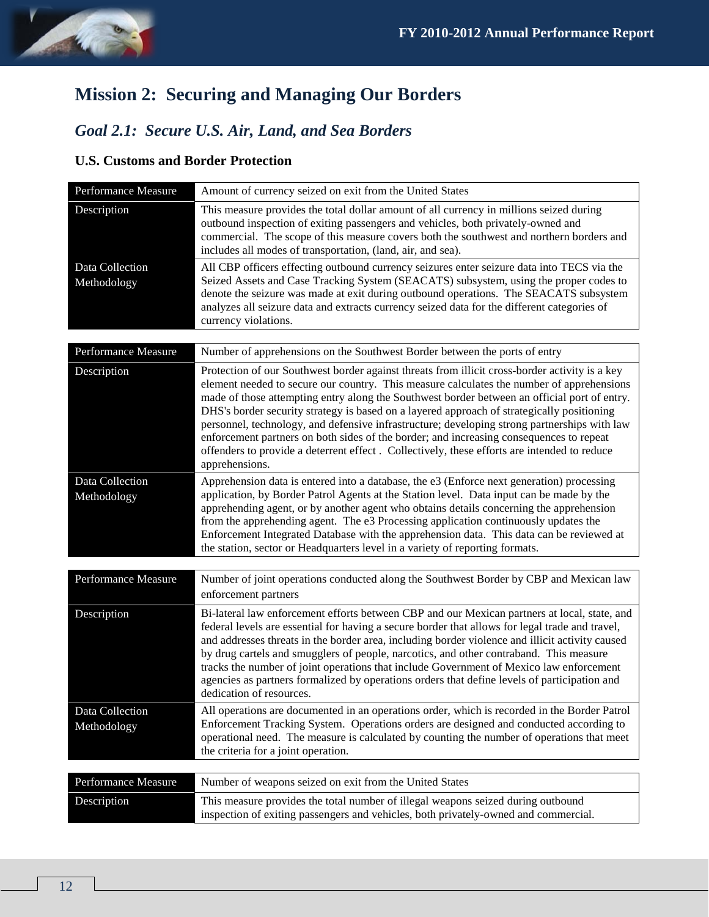# Mission 2: Securing and Managing Our Borders

## *Goal 2.1: Secure U.S. Air, Land, and Sea Borders*

### U.S. Customs and Border Protection

| Performance Measure | Amount of currency seized on exit from the United States |
|---|---|
| Description | This measure provides the total dollar amount of all currency in millions seized during outbound inspection of exiting passengers and vehicles, both privately-owned and commercial. The scope of this measure covers both the southwest and northern borders and includes all modes of transportation, (land, air, and sea). |
| Data Collection Methodology | All CBP officers effecting outbound currency seizures enter seizure data into TECS via the Seized Assets and Case Tracking System (SEACATS) subsystem, using the proper codes to denote the seizure was made at exit during outbound operations. The SEACATS subsystem analyzes all seizure data and extracts currency seized data for the different categories of currency violations. |

| Performance Measure | Number of apprehensions on the Southwest Border between the ports of entry |
|---|---|
| Description | Protection of our Southwest border against threats from illicit cross-border activity is a key element needed to secure our country. This measure calculates the number of apprehensions made of those attempting entry along the Southwest border between an official port of entry. DHS's border security strategy is based on a layered approach of strategically positioning personnel, technology, and defensive infrastructure; developing strong partnerships with law enforcement partners on both sides of the border; and increasing consequences to repeat offenders to provide a deterrent effect . Collectively, these efforts are intended to reduce apprehensions. |
| Data Collection Methodology | Apprehension data is entered into a database, the e3 (Enforce next generation) processing application, by Border Patrol Agents at the Station level. Data input can be made by the apprehending agent, or by another agent who obtains details concerning the apprehension from the apprehending agent. The e3 Processing application continuously updates the Enforcement Integrated Database with the apprehension data. This data can be reviewed at the station, sector or Headquarters level in a variety of reporting formats. |

| Performance Measure | Number of joint operations conducted along the Southwest Border by CBP and Mexican law enforcement partners |
|---|---|
| Description | Bi-lateral law enforcement efforts between CBP and our Mexican partners at local, state, and federal levels are essential for having a secure border that allows for legal trade and travel, and addresses threats in the border area, including border violence and illicit activity caused by drug cartels and smugglers of people, narcotics, and other contraband. This measure tracks the number of joint operations that include Government of Mexico law enforcement agencies as partners formalized by operations orders that define levels of participation and dedication of resources. |
| Data Collection Methodology | All operations are documented in an operations order, which is recorded in the Border Patrol Enforcement Tracking System. Operations orders are designed and conducted according to operational need. The measure is calculated by counting the number of operations that meet the criteria for a joint operation. |

| Performance Measure | Number of weapons seized on exit from the United States |
|---|---|
| Description | This measure provides the total number of illegal weapons seized during outbound inspection of exiting passengers and vehicles, both privately-owned and commercial. |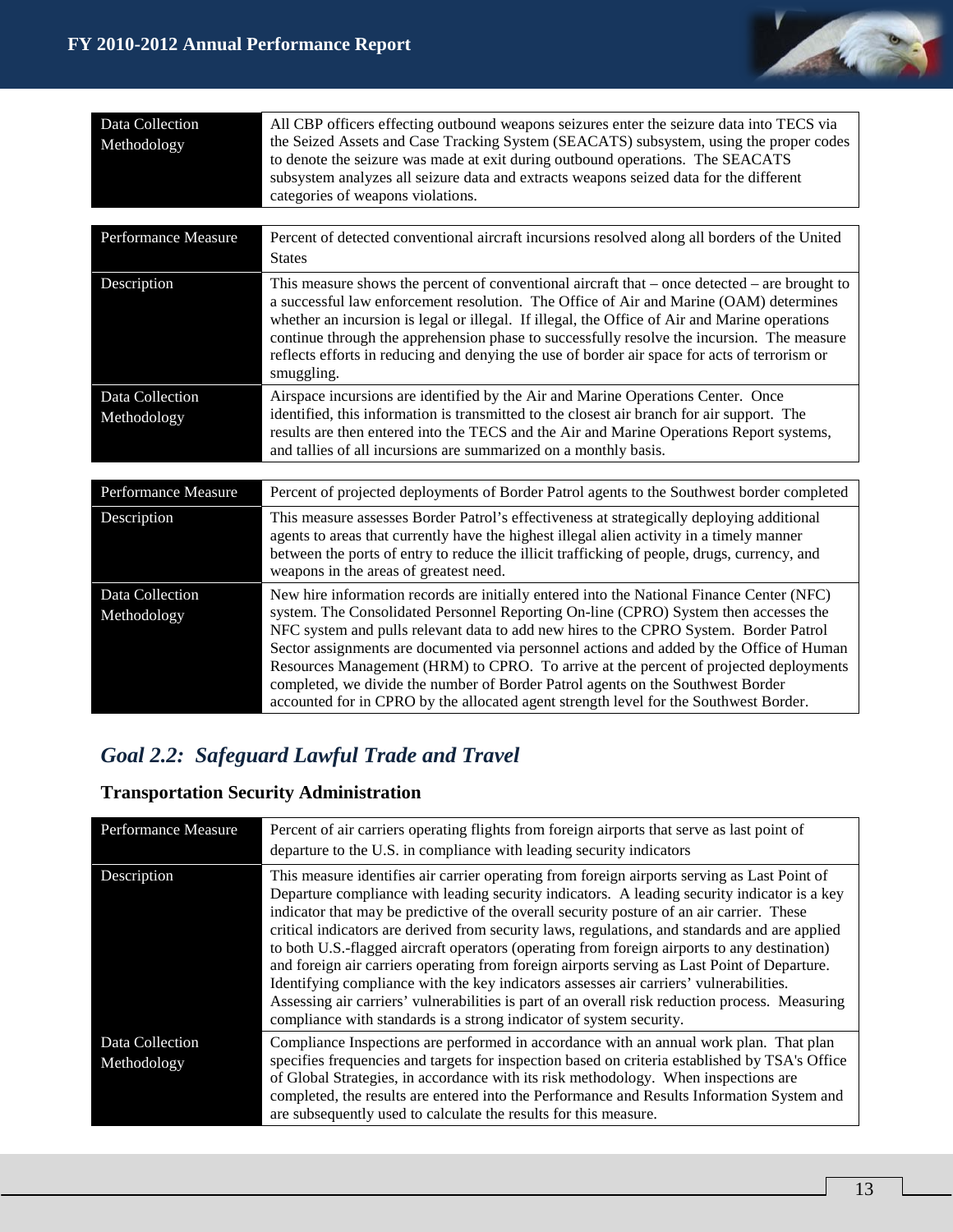| | |
|---|---|
| Data Collection Methodology | All CBP officers effecting outbound weapons seizures enter the seizure data into TECS via the Seized Assets and Case Tracking System (SEACATS) subsystem, using the proper codes to denote the seizure was made at exit during outbound operations. The SEACATS subsystem analyzes all seizure data and extracts weapons seized data for the different categories of weapons violations. |

| | |
|---|---|
| Performance Measure | Percent of detected conventional aircraft incursions resolved along all borders of the United States |
| Description | This measure shows the percent of conventional aircraft that – once detected – are brought to a successful law enforcement resolution. The Office of Air and Marine (OAM) determines whether an incursion is legal or illegal. If illegal, the Office of Air and Marine operations continue through the apprehension phase to successfully resolve the incursion. The measure reflects efforts in reducing and denying the use of border air space for acts of terrorism or smuggling. |
| Data Collection Methodology | Airspace incursions are identified by the Air and Marine Operations Center. Once identified, this information is transmitted to the closest air branch for air support. The results are then entered into the TECS and the Air and Marine Operations Report systems, and tallies of all incursions are summarized on a monthly basis. |

| | |
|---|---|
| Performance Measure | Percent of projected deployments of Border Patrol agents to the Southwest border completed |
| Description | This measure assesses Border Patrol's effectiveness at strategically deploying additional agents to areas that currently have the highest illegal alien activity in a timely manner between the ports of entry to reduce the illicit trafficking of people, drugs, currency, and weapons in the areas of greatest need. |
| Data Collection Methodology | New hire information records are initially entered into the National Finance Center (NFC) system. The Consolidated Personnel Reporting On-line (CPRO) System then accesses the NFC system and pulls relevant data to add new hires to the CPRO System. Border Patrol Sector assignments are documented via personnel actions and added by the Office of Human Resources Management (HRM) to CPRO. To arrive at the percent of projected deployments completed, we divide the number of Border Patrol agents on the Southwest Border accounted for in CPRO by the allocated agent strength level for the Southwest Border. |

## *Goal 2.2: Safeguard Lawful Trade and Travel*

### Transportation Security Administration

| | |
|---|---|
| Performance Measure | Percent of air carriers operating flights from foreign airports that serve as last point of departure to the U.S. in compliance with leading security indicators |
| Description | This measure identifies air carrier operating from foreign airports serving as Last Point of Departure compliance with leading security indicators. A leading security indicator is a key indicator that may be predictive of the overall security posture of an air carrier. These critical indicators are derived from security laws, regulations, and standards and are applied to both U.S.-flagged aircraft operators (operating from foreign airports to any destination) and foreign air carriers operating from foreign airports serving as Last Point of Departure. Identifying compliance with the key indicators assesses air carriers' vulnerabilities. Assessing air carriers' vulnerabilities is part of an overall risk reduction process. Measuring compliance with standards is a strong indicator of system security. |
| Data Collection Methodology | Compliance Inspections are performed in accordance with an annual work plan. That plan specifies frequencies and targets for inspection based on criteria established by TSA's Office of Global Strategies, in accordance with its risk methodology. When inspections are completed, the results are entered into the Performance and Results Information System and are subsequently used to calculate the results for this measure. |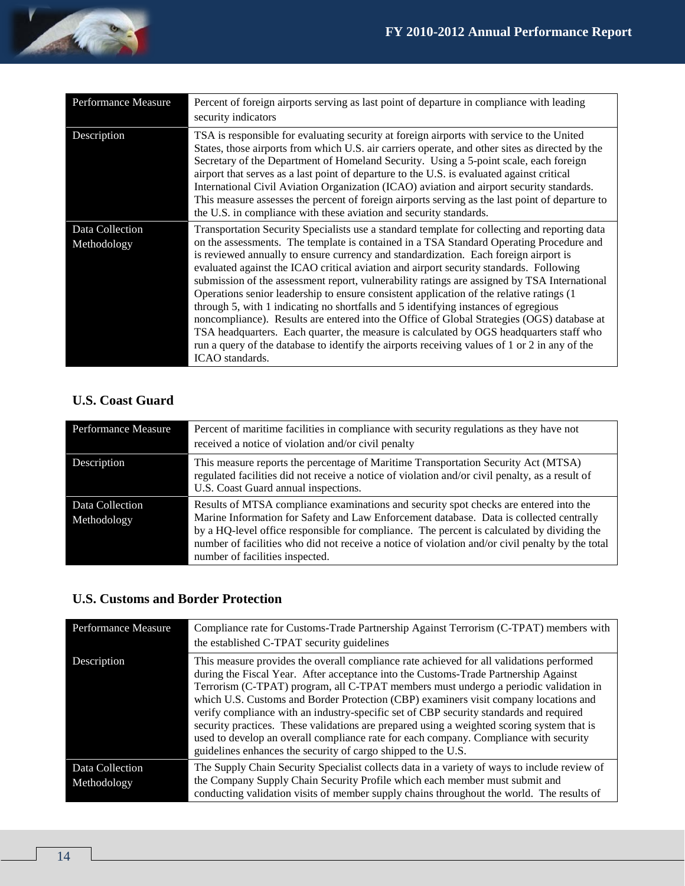| Performance Measure | Percent of foreign airports serving as last point of departure in compliance with leading security indicators |
|---|---|
| Description | TSA is responsible for evaluating security at foreign airports with service to the United States, those airports from which U.S. air carriers operate, and other sites as directed by the Secretary of the Department of Homeland Security. Using a 5-point scale, each foreign airport that serves as a last point of departure to the U.S. is evaluated against critical International Civil Aviation Organization (ICAO) aviation and airport security standards. This measure assesses the percent of foreign airports serving as the last point of departure to the U.S. in compliance with these aviation and security standards. |
| Data Collection Methodology | Transportation Security Specialists use a standard template for collecting and reporting data on the assessments. The template is contained in a TSA Standard Operating Procedure and is reviewed annually to ensure currency and standardization. Each foreign airport is evaluated against the ICAO critical aviation and airport security standards. Following submission of the assessment report, vulnerability ratings are assigned by TSA International Operations senior leadership to ensure consistent application of the relative ratings (1 through 5, with 1 indicating no shortfalls and 5 identifying instances of egregious noncompliance). Results are entered into the Office of Global Strategies (OGS) database at TSA headquarters. Each quarter, the measure is calculated by OGS headquarters staff who run a query of the database to identify the airports receiving values of 1 or 2 in any of the ICAO standards. |

### U.S. Coast Guard

| Performance Measure | Percent of maritime facilities in compliance with security regulations as they have not received a notice of violation and/or civil penalty |
|---|---|
| Description | This measure reports the percentage of Maritime Transportation Security Act (MTSA) regulated facilities did not receive a notice of violation and/or civil penalty, as a result of U.S. Coast Guard annual inspections. |
| Data Collection Methodology | Results of MTSA compliance examinations and security spot checks are entered into the Marine Information for Safety and Law Enforcement database. Data is collected centrally by a HQ-level office responsible for compliance. The percent is calculated by dividing the number of facilities who did not receive a notice of violation and/or civil penalty by the total number of facilities inspected. |

### U.S. Customs and Border Protection

| Performance Measure | Compliance rate for Customs-Trade Partnership Against Terrorism (C-TPAT) members with the established C-TPAT security guidelines |
|---|---|
| Description | This measure provides the overall compliance rate achieved for all validations performed during the Fiscal Year. After acceptance into the Customs-Trade Partnership Against Terrorism (C-TPAT) program, all C-TPAT members must undergo a periodic validation in which U.S. Customs and Border Protection (CBP) examiners visit company locations and verify compliance with an industry-specific set of CBP security standards and required security practices. These validations are prepared using a weighted scoring system that is used to develop an overall compliance rate for each company. Compliance with security guidelines enhances the security of cargo shipped to the U.S. |
| Data Collection Methodology | The Supply Chain Security Specialist collects data in a variety of ways to include review of the Company Supply Chain Security Profile which each member must submit and conducting validation visits of member supply chains throughout the world. The results of |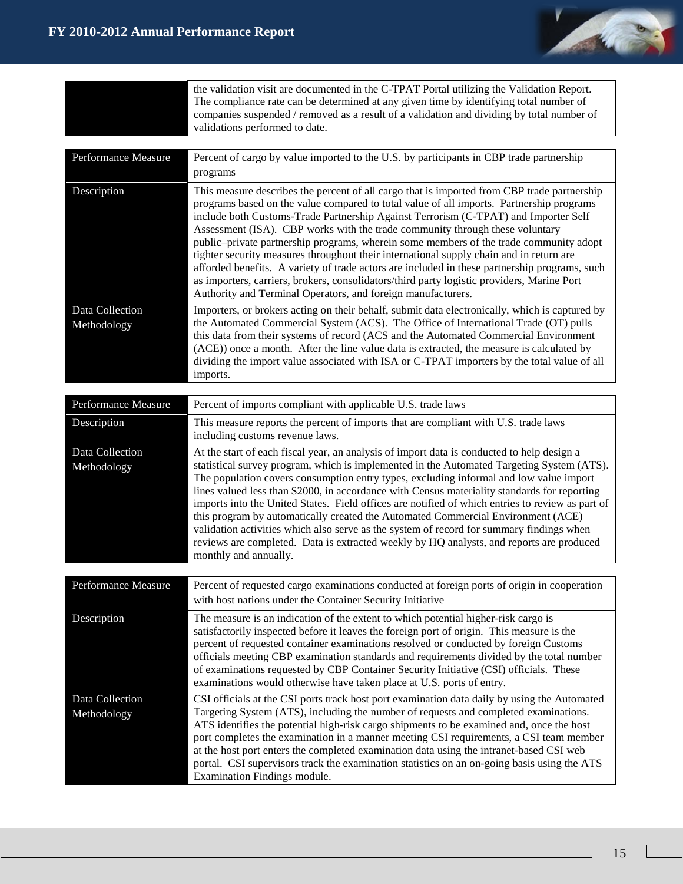| | |
|---|---|
| | the validation visit are documented in the C-TPAT Portal utilizing the Validation Report. The compliance rate can be determined at any given time by identifying total number of companies suspended / removed as a result of a validation and dividing by total number of validations performed to date. |

| | |
|---|---|
| Performance Measure | Percent of cargo by value imported to the U.S. by participants in CBP trade partnership programs |
| Description | This measure describes the percent of all cargo that is imported from CBP trade partnership programs based on the value compared to total value of all imports. Partnership programs include both Customs-Trade Partnership Against Terrorism (C-TPAT) and Importer Self Assessment (ISA). CBP works with the trade community through these voluntary public–private partnership programs, wherein some members of the trade community adopt tighter security measures throughout their international supply chain and in return are afforded benefits. A variety of trade actors are included in these partnership programs, such as importers, carriers, brokers, consolidators/third party logistic providers, Marine Port Authority and Terminal Operators, and foreign manufacturers. |
| Data Collection Methodology | Importers, or brokers acting on their behalf, submit data electronically, which is captured by the Automated Commercial System (ACS). The Office of International Trade (OT) pulls this data from their systems of record (ACS and the Automated Commercial Environment (ACE)) once a month. After the line value data is extracted, the measure is calculated by dividing the import value associated with ISA or C-TPAT importers by the total value of all imports. |

| | |
|---|---|
| Performance Measure | Percent of imports compliant with applicable U.S. trade laws |
| Description | This measure reports the percent of imports that are compliant with U.S. trade laws including customs revenue laws. |
| Data Collection Methodology | At the start of each fiscal year, an analysis of import data is conducted to help design a statistical survey program, which is implemented in the Automated Targeting System (ATS). The population covers consumption entry types, excluding informal and low value import lines valued less than $2000, in accordance with Census materiality standards for reporting imports into the United States. Field offices are notified of which entries to review as part of this program by automatically created the Automated Commercial Environment (ACE) validation activities which also serve as the system of record for summary findings when reviews are completed. Data is extracted weekly by HQ analysts, and reports are produced monthly and annually. |

| | |
|---|---|
| Performance Measure | Percent of requested cargo examinations conducted at foreign ports of origin in cooperation with host nations under the Container Security Initiative |
| Description | The measure is an indication of the extent to which potential higher-risk cargo is satisfactorily inspected before it leaves the foreign port of origin. This measure is the percent of requested container examinations resolved or conducted by foreign Customs officials meeting CBP examination standards and requirements divided by the total number of examinations requested by CBP Container Security Initiative (CSI) officials. These examinations would otherwise have taken place at U.S. ports of entry. |
| Data Collection Methodology | CSI officials at the CSI ports track host port examination data daily by using the Automated Targeting System (ATS), including the number of requests and completed examinations. ATS identifies the potential high-risk cargo shipments to be examined and, once the host port completes the examination in a manner meeting CSI requirements, a CSI team member at the host port enters the completed examination data using the intranet-based CSI web portal. CSI supervisors track the examination statistics on an on-going basis using the ATS Examination Findings module. |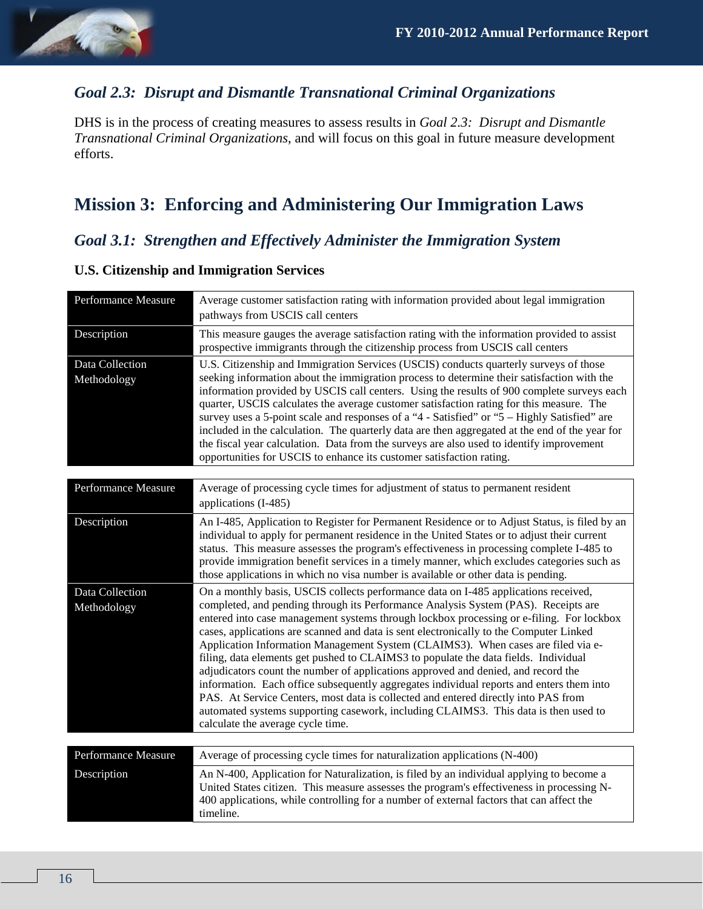## *Goal 2.3: Disrupt and Dismantle Transnational Criminal Organizations*

DHS is in the process of creating measures to assess results in *Goal 2.3: Disrupt and Dismantle Transnational Criminal Organizations*, and will focus on this goal in future measure development efforts.

# Mission 3: Enforcing and Administering Our Immigration Laws

## *Goal 3.1: Strengthen and Effectively Administer the Immigration System*

### U.S. Citizenship and Immigration Services

| Performance Measure | Average customer satisfaction rating with information provided about legal immigration pathways from USCIS call centers |
|---|---|
| Description | This measure gauges the average satisfaction rating with the information provided to assist prospective immigrants through the citizenship process from USCIS call centers |
| Data Collection Methodology | U.S. Citizenship and Immigration Services (USCIS) conducts quarterly surveys of those seeking information about the immigration process to determine their satisfaction with the information provided by USCIS call centers. Using the results of 900 complete surveys each quarter, USCIS calculates the average customer satisfaction rating for this measure. The survey uses a 5-point scale and responses of a "4 - Satisfied" or "5 – Highly Satisfied" are included in the calculation. The quarterly data are then aggregated at the end of the year for the fiscal year calculation. Data from the surveys are also used to identify improvement opportunities for USCIS to enhance its customer satisfaction rating. |

| Performance Measure | Average of processing cycle times for adjustment of status to permanent resident applications (I-485) |
|---|---|
| Description | An I-485, Application to Register for Permanent Residence or to Adjust Status, is filed by an individual to apply for permanent residence in the United States or to adjust their current status. This measure assesses the program's effectiveness in processing complete I-485 to provide immigration benefit services in a timely manner, which excludes categories such as those applications in which no visa number is available or other data is pending. |
| Data Collection Methodology | On a monthly basis, USCIS collects performance data on I-485 applications received, completed, and pending through its Performance Analysis System (PAS). Receipts are entered into case management systems through lockbox processing or e-filing. For lockbox cases, applications are scanned and data is sent electronically to the Computer Linked Application Information Management System (CLAIMS3). When cases are filed via e-filing, data elements get pushed to CLAIMS3 to populate the data fields. Individual adjudicators count the number of applications approved and denied, and record the information. Each office subsequently aggregates individual reports and enters them into PAS. At Service Centers, most data is collected and entered directly into PAS from automated systems supporting casework, including CLAIMS3. This data is then used to calculate the average cycle time. |

| Performance Measure | Average of processing cycle times for naturalization applications (N-400) |
|---|---|
| Description | An N-400, Application for Naturalization, is filed by an individual applying to become a United States citizen. This measure assesses the program's effectiveness in processing N-400 applications, while controlling for a number of external factors that can affect the timeline. |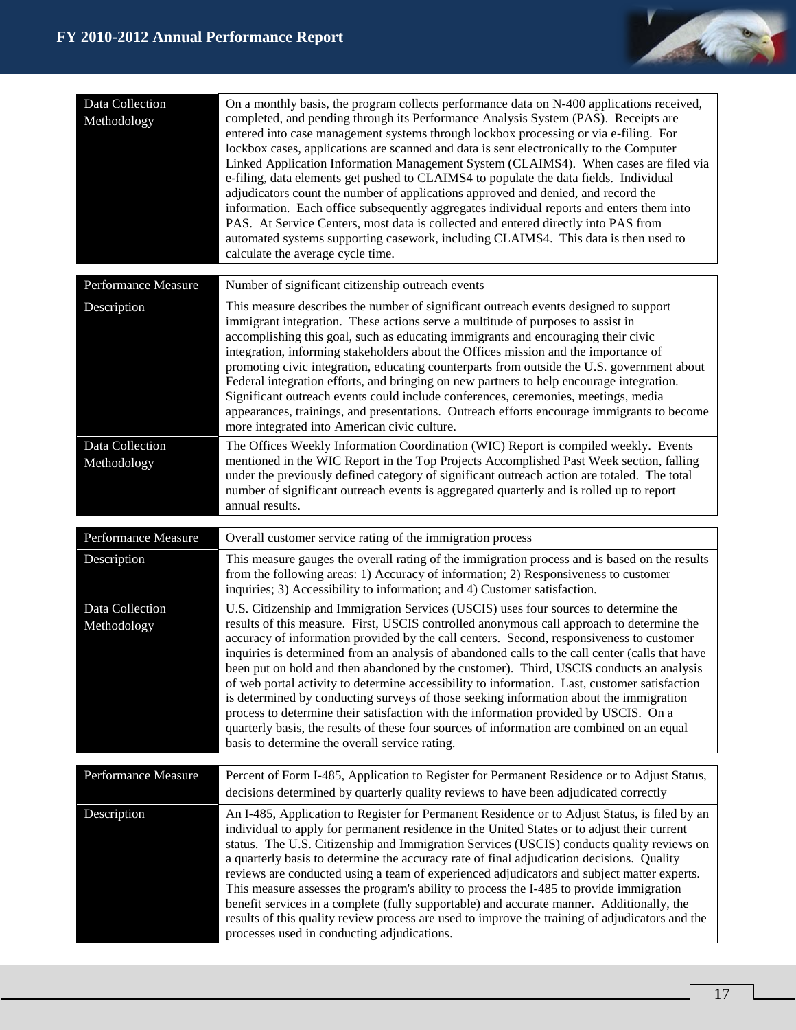| | |
|---|---|
| Data Collection Methodology | On a monthly basis, the program collects performance data on N-400 applications received, completed, and pending through its Performance Analysis System (PAS). Receipts are entered into case management systems through lockbox processing or via e-filing. For lockbox cases, applications are scanned and data is sent electronically to the Computer Linked Application Information Management System (CLAIMS4). When cases are filed via e-filing, data elements get pushed to CLAIMS4 to populate the data fields. Individual adjudicators count the number of applications approved and denied, and record the information. Each office subsequently aggregates individual reports and enters them into PAS. At Service Centers, most data is collected and entered directly into PAS from automated systems supporting casework, including CLAIMS4. This data is then used to calculate the average cycle time. |

| | |
|---|---|
| Performance Measure | Number of significant citizenship outreach events |
| Description | This measure describes the number of significant outreach events designed to support immigrant integration. These actions serve a multitude of purposes to assist in accomplishing this goal, such as educating immigrants and encouraging their civic integration, informing stakeholders about the Offices mission and the importance of promoting civic integration, educating counterparts from outside the U.S. government about Federal integration efforts, and bringing on new partners to help encourage integration. Significant outreach events could include conferences, ceremonies, meetings, media appearances, trainings, and presentations. Outreach efforts encourage immigrants to become more integrated into American civic culture. |
| Data Collection Methodology | The Offices Weekly Information Coordination (WIC) Report is compiled weekly. Events mentioned in the WIC Report in the Top Projects Accomplished Past Week section, falling under the previously defined category of significant outreach action are totaled. The total number of significant outreach events is aggregated quarterly and is rolled up to report annual results. |

| | |
|---|---|
| Performance Measure | Overall customer service rating of the immigration process |
| Description | This measure gauges the overall rating of the immigration process and is based on the results from the following areas: 1) Accuracy of information; 2) Responsiveness to customer inquiries; 3) Accessibility to information; and 4) Customer satisfaction. |
| Data Collection Methodology | U.S. Citizenship and Immigration Services (USCIS) uses four sources to determine the results of this measure. First, USCIS controlled anonymous call approach to determine the accuracy of information provided by the call centers. Second, responsiveness to customer inquiries is determined from an analysis of abandoned calls to the call center (calls that have been put on hold and then abandoned by the customer). Third, USCIS conducts an analysis of web portal activity to determine accessibility to information. Last, customer satisfaction is determined by conducting surveys of those seeking information about the immigration process to determine their satisfaction with the information provided by USCIS. On a quarterly basis, the results of these four sources of information are combined on an equal basis to determine the overall service rating. |

| | |
|---|---|
| Performance Measure | Percent of Form I-485, Application to Register for Permanent Residence or to Adjust Status, decisions determined by quarterly quality reviews to have been adjudicated correctly |
| Description | An I-485, Application to Register for Permanent Residence or to Adjust Status, is filed by an individual to apply for permanent residence in the United States or to adjust their current status. The U.S. Citizenship and Immigration Services (USCIS) conducts quality reviews on a quarterly basis to determine the accuracy rate of final adjudication decisions. Quality reviews are conducted using a team of experienced adjudicators and subject matter experts. This measure assesses the program's ability to process the I-485 to provide immigration benefit services in a complete (fully supportable) and accurate manner. Additionally, the results of this quality review process are used to improve the training of adjudicators and the processes used in conducting adjudications. |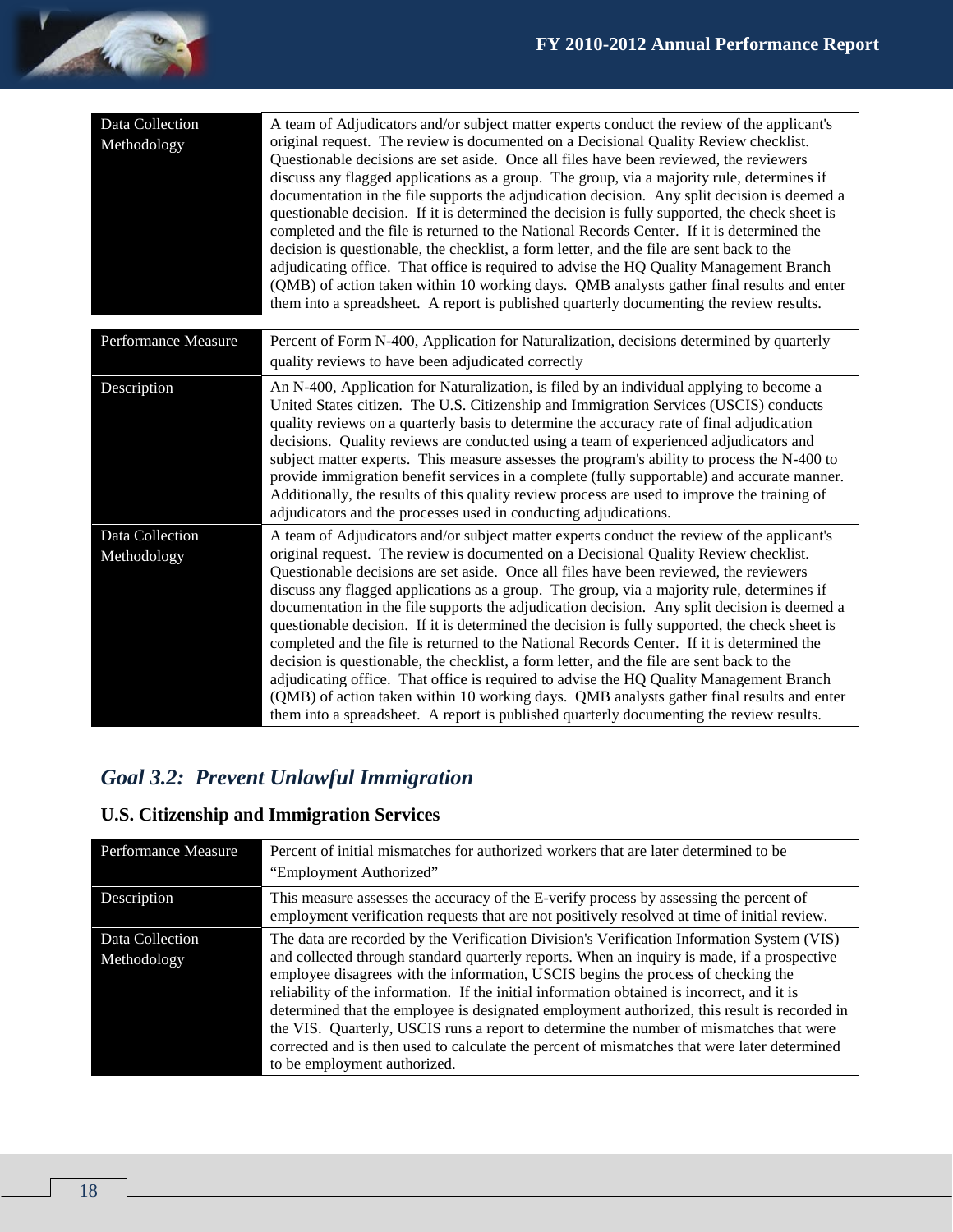| | |
|---|---|
| Data Collection Methodology | A team of Adjudicators and/or subject matter experts conduct the review of the applicant's original request. The review is documented on a Decisional Quality Review checklist. Questionable decisions are set aside. Once all files have been reviewed, the reviewers discuss any flagged applications as a group. The group, via a majority rule, determines if documentation in the file supports the adjudication decision. Any split decision is deemed a questionable decision. If it is determined the decision is fully supported, the check sheet is completed and the file is returned to the National Records Center. If it is determined the decision is questionable, the checklist, a form letter, and the file are sent back to the adjudicating office. That office is required to advise the HQ Quality Management Branch (QMB) of action taken within 10 working days. QMB analysts gather final results and enter them into a spreadsheet. A report is published quarterly documenting the review results. |

| | |
|---|---|
| Performance Measure | Percent of Form N-400, Application for Naturalization, decisions determined by quarterly quality reviews to have been adjudicated correctly |
| Description | An N-400, Application for Naturalization, is filed by an individual applying to become a United States citizen. The U.S. Citizenship and Immigration Services (USCIS) conducts quality reviews on a quarterly basis to determine the accuracy rate of final adjudication decisions. Quality reviews are conducted using a team of experienced adjudicators and subject matter experts. This measure assesses the program's ability to process the N-400 to provide immigration benefit services in a complete (fully supportable) and accurate manner. Additionally, the results of this quality review process are used to improve the training of adjudicators and the processes used in conducting adjudications. |
| Data Collection Methodology | A team of Adjudicators and/or subject matter experts conduct the review of the applicant's original request. The review is documented on a Decisional Quality Review checklist. Questionable decisions are set aside. Once all files have been reviewed, the reviewers discuss any flagged applications as a group. The group, via a majority rule, determines if documentation in the file supports the adjudication decision. Any split decision is deemed a questionable decision. If it is determined the decision is fully supported, the check sheet is completed and the file is returned to the National Records Center. If it is determined the decision is questionable, the checklist, a form letter, and the file are sent back to the adjudicating office. That office is required to advise the HQ Quality Management Branch (QMB) of action taken within 10 working days. QMB analysts gather final results and enter them into a spreadsheet. A report is published quarterly documenting the review results. |

## *Goal 3.2: Prevent Unlawful Immigration*

### U.S. Citizenship and Immigration Services

| | |
|---|---|
| Performance Measure | Percent of initial mismatches for authorized workers that are later determined to be "Employment Authorized" |
| Description | This measure assesses the accuracy of the E-verify process by assessing the percent of employment verification requests that are not positively resolved at time of initial review. |
| Data Collection Methodology | The data are recorded by the Verification Division's Verification Information System (VIS) and collected through standard quarterly reports. When an inquiry is made, if a prospective employee disagrees with the information, USCIS begins the process of checking the reliability of the information. If the initial information obtained is incorrect, and it is determined that the employee is designated employment authorized, this result is recorded in the VIS. Quarterly, USCIS runs a report to determine the number of mismatches that were corrected and is then used to calculate the percent of mismatches that were later determined to be employment authorized. |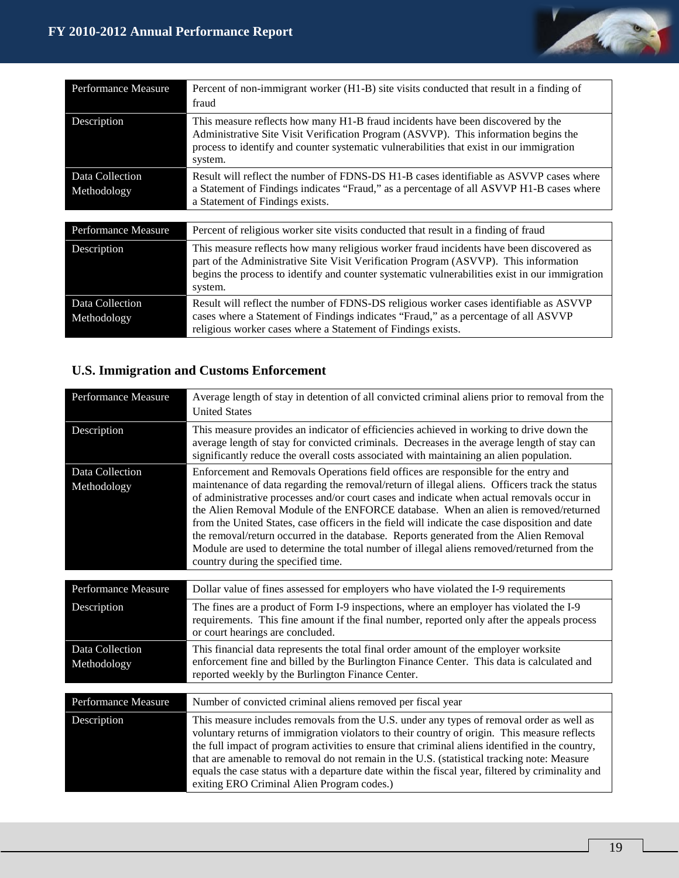| Performance Measure | Percent of non-immigrant worker (H1-B) site visits conducted that result in a finding of fraud |
|---|---|
| Description | This measure reflects how many H1-B fraud incidents have been discovered by the Administrative Site Visit Verification Program (ASVVP). This information begins the process to identify and counter systematic vulnerabilities that exist in our immigration system. |
| Data Collection Methodology | Result will reflect the number of FDNS-DS H1-B cases identifiable as ASVVP cases where a Statement of Findings indicates "Fraud," as a percentage of all ASVVP H1-B cases where a Statement of Findings exists. |

| Performance Measure | Percent of religious worker site visits conducted that result in a finding of fraud |
|---|---|
| Description | This measure reflects how many religious worker fraud incidents have been discovered as part of the Administrative Site Visit Verification Program (ASVVP). This information begins the process to identify and counter systematic vulnerabilities exist in our immigration system. |
| Data Collection Methodology | Result will reflect the number of FDNS-DS religious worker cases identifiable as ASVVP cases where a Statement of Findings indicates "Fraud," as a percentage of all ASVVP religious worker cases where a Statement of Findings exists. |

## U.S. Immigration and Customs Enforcement

| Performance Measure | Average length of stay in detention of all convicted criminal aliens prior to removal from the United States |
|---|---|
| Description | This measure provides an indicator of efficiencies achieved in working to drive down the average length of stay for convicted criminals. Decreases in the average length of stay can significantly reduce the overall costs associated with maintaining an alien population. |
| Data Collection Methodology | Enforcement and Removals Operations field offices are responsible for the entry and maintenance of data regarding the removal/return of illegal aliens. Officers track the status of administrative processes and/or court cases and indicate when actual removals occur in the Alien Removal Module of the ENFORCE database. When an alien is removed/returned from the United States, case officers in the field will indicate the case disposition and date the removal/return occurred in the database. Reports generated from the Alien Removal Module are used to determine the total number of illegal aliens removed/returned from the country during the specified time. |

| Performance Measure | Dollar value of fines assessed for employers who have violated the I-9 requirements |
|---|---|
| Description | The fines are a product of Form I-9 inspections, where an employer has violated the I-9 requirements. This fine amount if the final number, reported only after the appeals process or court hearings are concluded. |
| Data Collection Methodology | This financial data represents the total final order amount of the employer worksite enforcement fine and billed by the Burlington Finance Center. This data is calculated and reported weekly by the Burlington Finance Center. |

| Performance Measure | Number of convicted criminal aliens removed per fiscal year |
|---|---|
| Description | This measure includes removals from the U.S. under any types of removal order as well as voluntary returns of immigration violators to their country of origin. This measure reflects the full impact of program activities to ensure that criminal aliens identified in the country, that are amenable to removal do not remain in the U.S. (statistical tracking note: Measure equals the case status with a departure date within the fiscal year, filtered by criminality and exiting ERO Criminal Alien Program codes.) |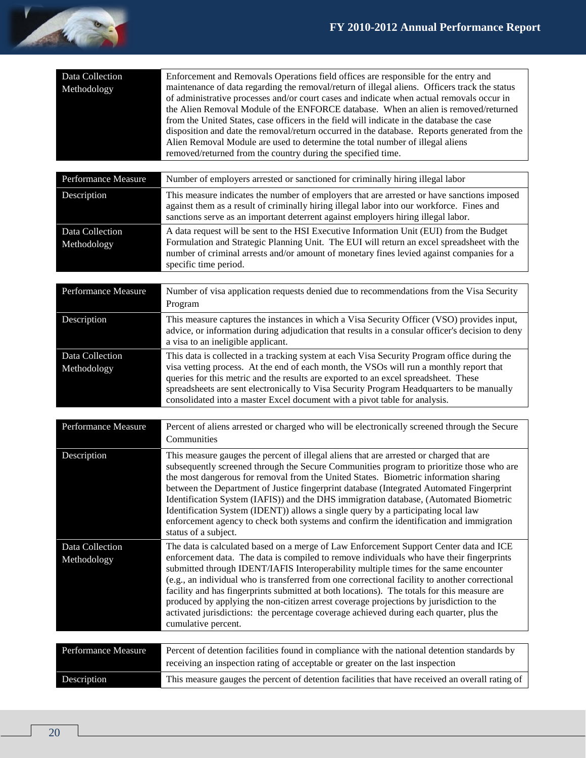| | |
|---|---|
| Data Collection Methodology | Enforcement and Removals Operations field offices are responsible for the entry and maintenance of data regarding the removal/return of illegal aliens. Officers track the status of administrative processes and/or court cases and indicate when actual removals occur in the Alien Removal Module of the ENFORCE database. When an alien is removed/returned from the United States, case officers in the field will indicate in the database the case disposition and date the removal/return occurred in the database. Reports generated from the Alien Removal Module are used to determine the total number of illegal aliens removed/returned from the country during the specified time. |

| Performance Measure | Number of employers arrested or sanctioned for criminally hiring illegal labor |
|---|---|
| Description | This measure indicates the number of employers that are arrested or have sanctions imposed against them as a result of criminally hiring illegal labor into our workforce. Fines and sanctions serve as an important deterrent against employers hiring illegal labor. |
| Data Collection Methodology | A data request will be sent to the HSI Executive Information Unit (EUI) from the Budget Formulation and Strategic Planning Unit. The EUI will return an excel spreadsheet with the number of criminal arrests and/or amount of monetary fines levied against companies for a specific time period. |

| Performance Measure | Number of visa application requests denied due to recommendations from the Visa Security Program |
|---|---|
| Description | This measure captures the instances in which a Visa Security Officer (VSO) provides input, advice, or information during adjudication that results in a consular officer's decision to deny a visa to an ineligible applicant. |
| Data Collection Methodology | This data is collected in a tracking system at each Visa Security Program office during the visa vetting process. At the end of each month, the VSOs will run a monthly report that queries for this metric and the results are exported to an excel spreadsheet. These spreadsheets are sent electronically to Visa Security Program Headquarters to be manually consolidated into a master Excel document with a pivot table for analysis. |

| Performance Measure | Percent of aliens arrested or charged who will be electronically screened through the Secure Communities |
|---|---|
| Description | This measure gauges the percent of illegal aliens that are arrested or charged that are subsequently screened through the Secure Communities program to prioritize those who are the most dangerous for removal from the United States. Biometric information sharing between the Department of Justice fingerprint database (Integrated Automated Fingerprint Identification System (IAFIS)) and the DHS immigration database, (Automated Biometric Identification System (IDENT)) allows a single query by a participating local law enforcement agency to check both systems and confirm the identification and immigration status of a subject. |
| Data Collection Methodology | The data is calculated based on a merge of Law Enforcement Support Center data and ICE enforcement data. The data is compiled to remove individuals who have their fingerprints submitted through IDENT/IAFIS Interoperability multiple times for the same encounter (e.g., an individual who is transferred from one correctional facility to another correctional facility and has fingerprints submitted at both locations). The totals for this measure are produced by applying the non-citizen arrest coverage projections by jurisdiction to the activated jurisdictions: the percentage coverage achieved during each quarter, plus the cumulative percent. |

| Performance Measure | Percent of detention facilities found in compliance with the national detention standards by receiving an inspection rating of acceptable or greater on the last inspection |
|---|---|
| Description | This measure gauges the percent of detention facilities that have received an overall rating of |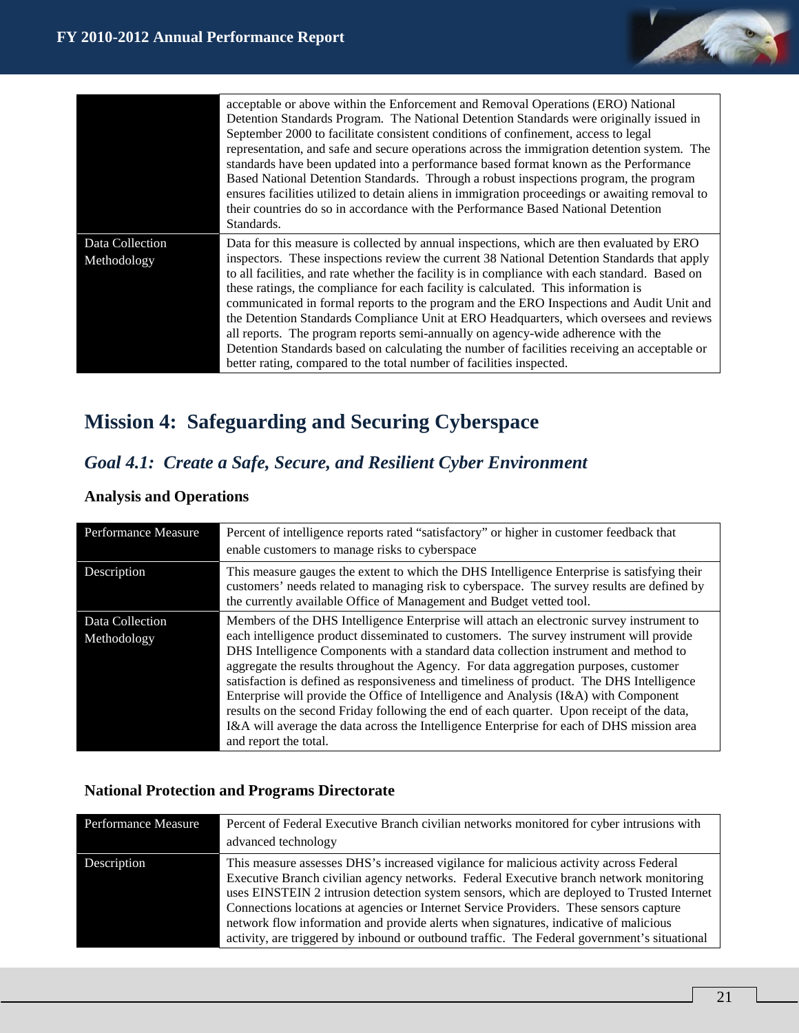| | |
|---|---|
| | acceptable or above within the Enforcement and Removal Operations (ERO) National Detention Standards Program. The National Detention Standards were originally issued in September 2000 to facilitate consistent conditions of confinement, access to legal representation, and safe and secure operations across the immigration detention system. The standards have been updated into a performance based format known as the Performance Based National Detention Standards. Through a robust inspections program, the program ensures facilities utilized to detain aliens in immigration proceedings or awaiting removal to their countries do so in accordance with the Performance Based National Detention Standards. |
| Data Collection Methodology | Data for this measure is collected by annual inspections, which are then evaluated by ERO inspectors. These inspections review the current 38 National Detention Standards that apply to all facilities, and rate whether the facility is in compliance with each standard. Based on these ratings, the compliance for each facility is calculated. This information is communicated in formal reports to the program and the ERO Inspections and Audit Unit and the Detention Standards Compliance Unit at ERO Headquarters, which oversees and reviews all reports. The program reports semi-annually on agency-wide adherence with the Detention Standards based on calculating the number of facilities receiving an acceptable or better rating, compared to the total number of facilities inspected. |

# Mission 4: Safeguarding and Securing Cyberspace

## *Goal 4.1: Create a Safe, Secure, and Resilient Cyber Environment*

### Analysis and Operations

| | |
|---|---|
| Performance Measure | Percent of intelligence reports rated "satisfactory" or higher in customer feedback that enable customers to manage risks to cyberspace |
| Description | This measure gauges the extent to which the DHS Intelligence Enterprise is satisfying their customers' needs related to managing risk to cyberspace. The survey results are defined by the currently available Office of Management and Budget vetted tool. |
| Data Collection Methodology | Members of the DHS Intelligence Enterprise will attach an electronic survey instrument to each intelligence product disseminated to customers. The survey instrument will provide DHS Intelligence Components with a standard data collection instrument and method to aggregate the results throughout the Agency. For data aggregation purposes, customer satisfaction is defined as responsiveness and timeliness of product. The DHS Intelligence Enterprise will provide the Office of Intelligence and Analysis (I&A) with Component results on the second Friday following the end of each quarter. Upon receipt of the data, I&A will average the data across the Intelligence Enterprise for each of DHS mission area and report the total. |

### National Protection and Programs Directorate

| | |
|---|---|
| Performance Measure | Percent of Federal Executive Branch civilian networks monitored for cyber intrusions with advanced technology |
| Description | This measure assesses DHS's increased vigilance for malicious activity across Federal Executive Branch civilian agency networks. Federal Executive branch network monitoring uses EINSTEIN 2 intrusion detection system sensors, which are deployed to Trusted Internet Connections locations at agencies or Internet Service Providers. These sensors capture network flow information and provide alerts when signatures, indicative of malicious activity, are triggered by inbound or outbound traffic. The Federal government's situational |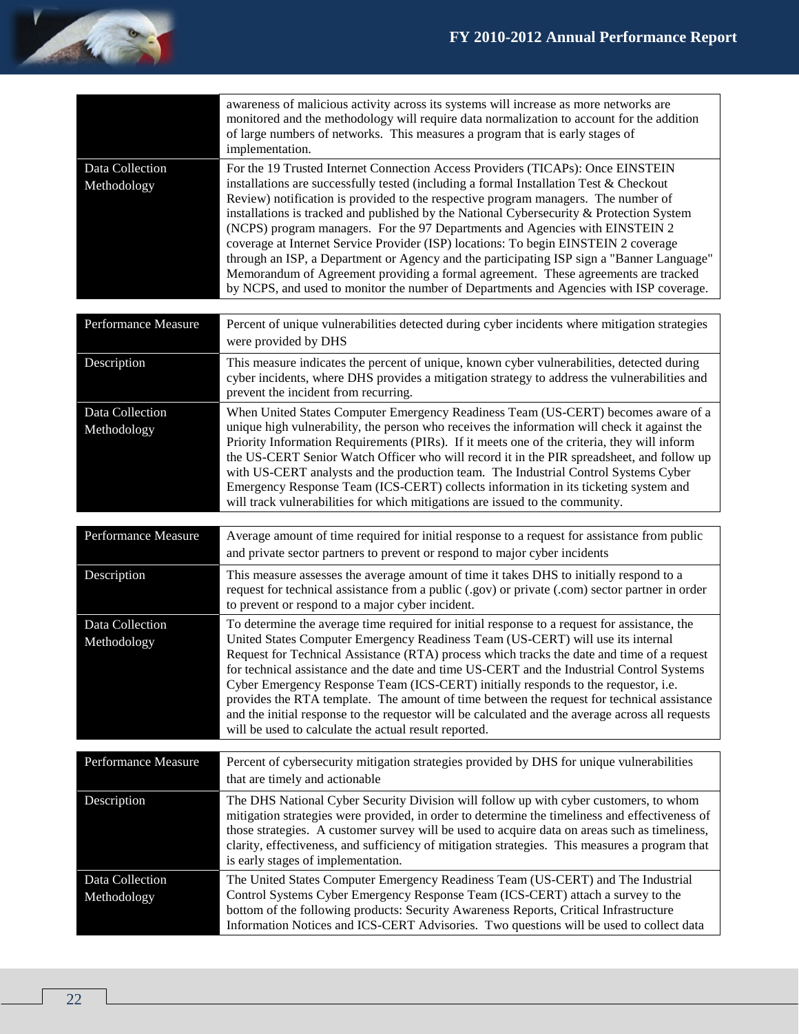| | |
|---|---|
| | awareness of malicious activity across its systems will increase as more networks are monitored and the methodology will require data normalization to account for the addition of large numbers of networks. This measures a program that is early stages of implementation. |
| Data Collection Methodology | For the 19 Trusted Internet Connection Access Providers (TICAPs): Once EINSTEIN installations are successfully tested (including a formal Installation Test & Checkout Review) notification is provided to the respective program managers. The number of installations is tracked and published by the National Cybersecurity & Protection System (NCPS) program managers. For the 97 Departments and Agencies with EINSTEIN 2 coverage at Internet Service Provider (ISP) locations: To begin EINSTEIN 2 coverage through an ISP, a Department or Agency and the participating ISP sign a "Banner Language" Memorandum of Agreement providing a formal agreement. These agreements are tracked by NCPS, and used to monitor the number of Departments and Agencies with ISP coverage. |

| Performance Measure | Percent of unique vulnerabilities detected during cyber incidents where mitigation strategies were provided by DHS |
|---|---|
| Description | This measure indicates the percent of unique, known cyber vulnerabilities, detected during cyber incidents, where DHS provides a mitigation strategy to address the vulnerabilities and prevent the incident from recurring. |
| Data Collection Methodology | When United States Computer Emergency Readiness Team (US-CERT) becomes aware of a unique high vulnerability, the person who receives the information will check it against the Priority Information Requirements (PIRs). If it meets one of the criteria, they will inform the US-CERT Senior Watch Officer who will record it in the PIR spreadsheet, and follow up with US-CERT analysts and the production team. The Industrial Control Systems Cyber Emergency Response Team (ICS-CERT) collects information in its ticketing system and will track vulnerabilities for which mitigations are issued to the community. |

| Performance Measure | Average amount of time required for initial response to a request for assistance from public and private sector partners to prevent or respond to major cyber incidents |
|---|---|
| Description | This measure assesses the average amount of time it takes DHS to initially respond to a request for technical assistance from a public (.gov) or private (.com) sector partner in order to prevent or respond to a major cyber incident. |
| Data Collection Methodology | To determine the average time required for initial response to a request for assistance, the United States Computer Emergency Readiness Team (US-CERT) will use its internal Request for Technical Assistance (RTA) process which tracks the date and time of a request for technical assistance and the date and time US-CERT and the Industrial Control Systems Cyber Emergency Response Team (ICS-CERT) initially responds to the requestor, i.e. provides the RTA template. The amount of time between the request for technical assistance and the initial response to the requestor will be calculated and the average across all requests will be used to calculate the actual result reported. |

| Performance Measure | Percent of cybersecurity mitigation strategies provided by DHS for unique vulnerabilities that are timely and actionable |
|---|---|
| Description | The DHS National Cyber Security Division will follow up with cyber customers, to whom mitigation strategies were provided, in order to determine the timeliness and effectiveness of those strategies. A customer survey will be used to acquire data on areas such as timeliness, clarity, effectiveness, and sufficiency of mitigation strategies. This measures a program that is early stages of implementation. |
| Data Collection Methodology | The United States Computer Emergency Readiness Team (US-CERT) and The Industrial Control Systems Cyber Emergency Response Team (ICS-CERT) attach a survey to the bottom of the following products: Security Awareness Reports, Critical Infrastructure Information Notices and ICS-CERT Advisories. Two questions will be used to collect data |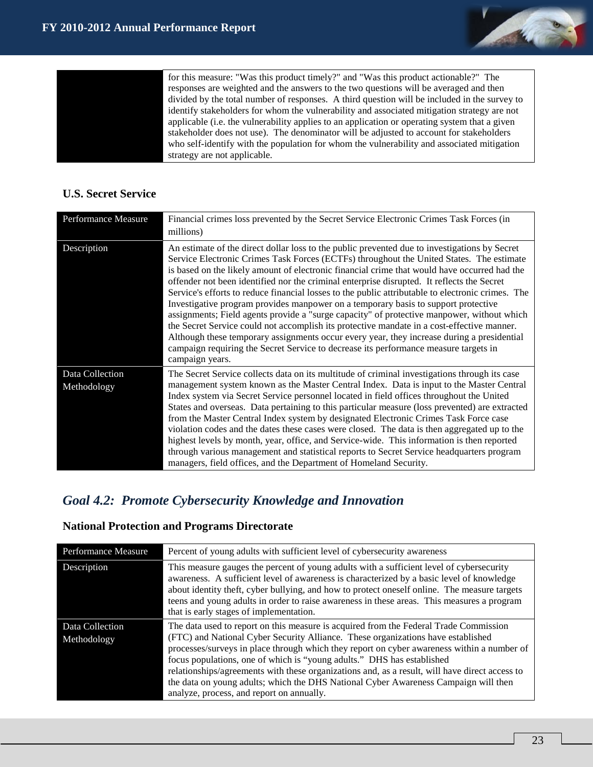| | |
|---|---|
| | for this measure: "Was this product timely?" and "Was this product actionable?" The responses are weighted and the answers to the two questions will be averaged and then divided by the total number of responses. A third question will be included in the survey to identify stakeholders for whom the vulnerability and associated mitigation strategy are not applicable (i.e. the vulnerability applies to an application or operating system that a given stakeholder does not use). The denominator will be adjusted to account for stakeholders who self-identify with the population for whom the vulnerability and associated mitigation strategy are not applicable. |

### U.S. Secret Service

| Performance Measure | Financial crimes loss prevented by the Secret Service Electronic Crimes Task Forces (in millions) |
|---|---|
| Description | An estimate of the direct dollar loss to the public prevented due to investigations by Secret Service Electronic Crimes Task Forces (ECTFs) throughout the United States. The estimate is based on the likely amount of electronic financial crime that would have occurred had the offender not been identified nor the criminal enterprise disrupted. It reflects the Secret Service's efforts to reduce financial losses to the public attributable to electronic crimes. The Investigative program provides manpower on a temporary basis to support protective assignments; Field agents provide a "surge capacity" of protective manpower, without which the Secret Service could not accomplish its protective mandate in a cost-effective manner. Although these temporary assignments occur every year, they increase during a presidential campaign requiring the Secret Service to decrease its performance measure targets in campaign years. |
| Data Collection Methodology | The Secret Service collects data on its multitude of criminal investigations through its case management system known as the Master Central Index. Data is input to the Master Central Index system via Secret Service personnel located in field offices throughout the United States and overseas. Data pertaining to this particular measure (loss prevented) are extracted from the Master Central Index system by designated Electronic Crimes Task Force case violation codes and the dates these cases were closed. The data is then aggregated up to the highest levels by month, year, office, and Service-wide. This information is then reported through various management and statistical reports to Secret Service headquarters program managers, field offices, and the Department of Homeland Security. |

## *Goal 4.2: Promote Cybersecurity Knowledge and Innovation*

### National Protection and Programs Directorate

| Performance Measure | Percent of young adults with sufficient level of cybersecurity awareness |
|---|---|
| Description | This measure gauges the percent of young adults with a sufficient level of cybersecurity awareness. A sufficient level of awareness is characterized by a basic level of knowledge about identity theft, cyber bullying, and how to protect oneself online. The measure targets teens and young adults in order to raise awareness in these areas. This measures a program that is early stages of implementation. |
| Data Collection Methodology | The data used to report on this measure is acquired from the Federal Trade Commission (FTC) and National Cyber Security Alliance. These organizations have established processes/surveys in place through which they report on cyber awareness within a number of focus populations, one of which is "young adults." DHS has established relationships/agreements with these organizations and, as a result, will have direct access to the data on young adults; which the DHS National Cyber Awareness Campaign will then analyze, process, and report on annually. |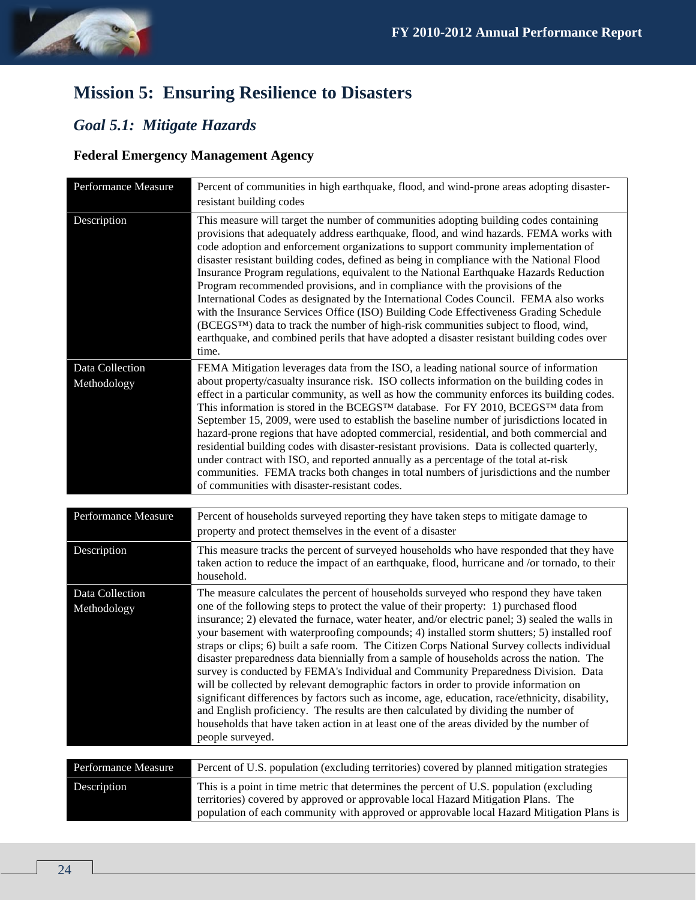# Mission 5: Ensuring Resilience to Disasters

## *Goal 5.1: Mitigate Hazards*

### Federal Emergency Management Agency

| Performance Measure | Percent of communities in high earthquake, flood, and wind-prone areas adopting disaster-resistant building codes |
|---|---|
| Description | This measure will target the number of communities adopting building codes containing provisions that adequately address earthquake, flood, and wind hazards. FEMA works with code adoption and enforcement organizations to support community implementation of disaster resistant building codes, defined as being in compliance with the National Flood Insurance Program regulations, equivalent to the National Earthquake Hazards Reduction Program recommended provisions, and in compliance with the provisions of the International Codes as designated by the International Codes Council. FEMA also works with the Insurance Services Office (ISO) Building Code Effectiveness Grading Schedule (BCEGS™) data to track the number of high-risk communities subject to flood, wind, earthquake, and combined perils that have adopted a disaster resistant building codes over time. |
| Data Collection Methodology | FEMA Mitigation leverages data from the ISO, a leading national source of information about property/casualty insurance risk. ISO collects information on the building codes in effect in a particular community, as well as how the community enforces its building codes. This information is stored in the BCEGS™ database. For FY 2010, BCEGS™ data from September 15, 2009, were used to establish the baseline number of jurisdictions located in hazard-prone regions that have adopted commercial, residential, and both commercial and residential building codes with disaster-resistant provisions. Data is collected quarterly, under contract with ISO, and reported annually as a percentage of the total at-risk communities. FEMA tracks both changes in total numbers of jurisdictions and the number of communities with disaster-resistant codes. |

| Performance Measure | Percent of households surveyed reporting they have taken steps to mitigate damage to property and protect themselves in the event of a disaster |
|---|---|
| Description | This measure tracks the percent of surveyed households who have responded that they have taken action to reduce the impact of an earthquake, flood, hurricane and /or tornado, to their household. |
| Data Collection Methodology | The measure calculates the percent of households surveyed who respond they have taken one of the following steps to protect the value of their property: 1) purchased flood insurance; 2) elevated the furnace, water heater, and/or electric panel; 3) sealed the walls in your basement with waterproofing compounds; 4) installed storm shutters; 5) installed roof straps or clips; 6) built a safe room. The Citizen Corps National Survey collects individual disaster preparedness data biennially from a sample of households across the nation. The survey is conducted by FEMA's Individual and Community Preparedness Division. Data will be collected by relevant demographic factors in order to provide information on significant differences by factors such as income, age, education, race/ethnicity, disability, and English proficiency. The results are then calculated by dividing the number of households that have taken action in at least one of the areas divided by the number of people surveyed. |

| Performance Measure | Percent of U.S. population (excluding territories) covered by planned mitigation strategies |
|---|---|
| Description | This is a point in time metric that determines the percent of U.S. population (excluding territories) covered by approved or approvable local Hazard Mitigation Plans. The population of each community with approved or approvable local Hazard Mitigation Plans is |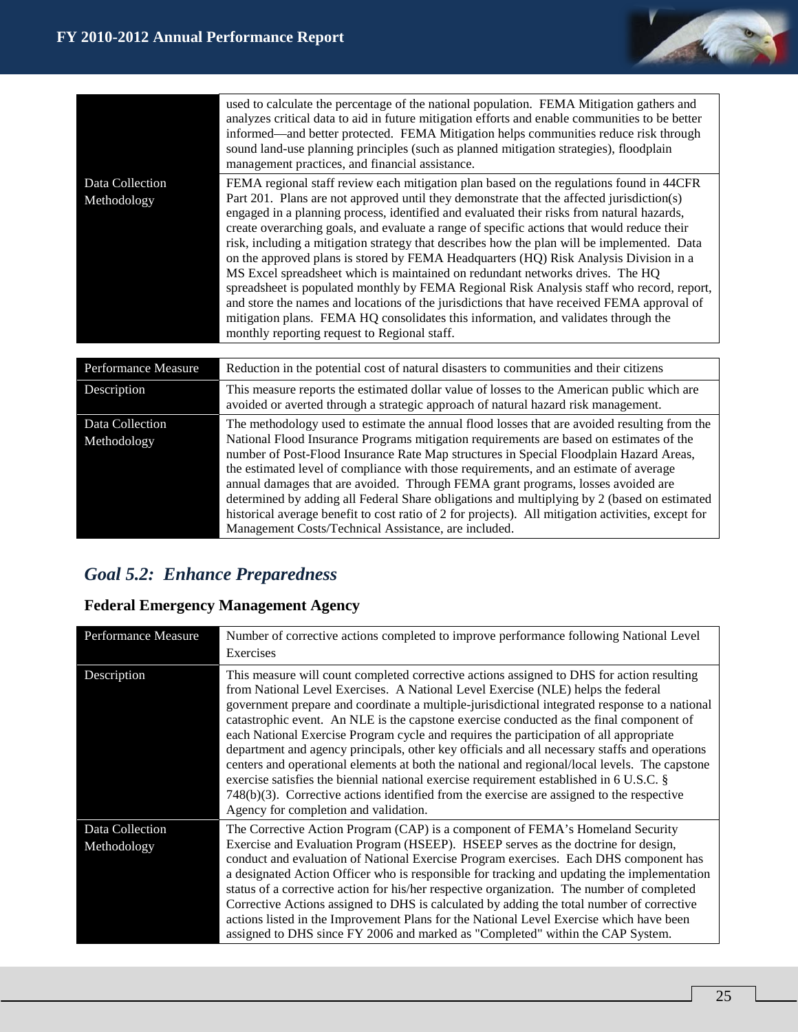| | |
|---|---|
| | used to calculate the percentage of the national population. FEMA Mitigation gathers and analyzes critical data to aid in future mitigation efforts and enable communities to be better informed—and better protected. FEMA Mitigation helps communities reduce risk through sound land-use planning principles (such as planned mitigation strategies), floodplain management practices, and financial assistance. |
| Data Collection Methodology | FEMA regional staff review each mitigation plan based on the regulations found in 44CFR Part 201. Plans are not approved until they demonstrate that the affected jurisdiction(s) engaged in a planning process, identified and evaluated their risks from natural hazards, create overarching goals, and evaluate a range of specific actions that would reduce their risk, including a mitigation strategy that describes how the plan will be implemented. Data on the approved plans is stored by FEMA Headquarters (HQ) Risk Analysis Division in a MS Excel spreadsheet which is maintained on redundant networks drives. The HQ spreadsheet is populated monthly by FEMA Regional Risk Analysis staff who record, report, and store the names and locations of the jurisdictions that have received FEMA approval of mitigation plans. FEMA HQ consolidates this information, and validates through the monthly reporting request to Regional staff. |

| Performance Measure | Reduction in the potential cost of natural disasters to communities and their citizens |
|---|---|
| Description | This measure reports the estimated dollar value of losses to the American public which are avoided or averted through a strategic approach of natural hazard risk management. |
| Data Collection Methodology | The methodology used to estimate the annual flood losses that are avoided resulting from the National Flood Insurance Programs mitigation requirements are based on estimates of the number of Post-Flood Insurance Rate Map structures in Special Floodplain Hazard Areas, the estimated level of compliance with those requirements, and an estimate of average annual damages that are avoided. Through FEMA grant programs, losses avoided are determined by adding all Federal Share obligations and multiplying by 2 (based on estimated historical average benefit to cost ratio of 2 for projects). All mitigation activities, except for Management Costs/Technical Assistance, are included. |

## *Goal 5.2: Enhance Preparedness*

### Federal Emergency Management Agency

| Performance Measure | Number of corrective actions completed to improve performance following National Level Exercises |
|---|---|
| Description | This measure will count completed corrective actions assigned to DHS for action resulting from National Level Exercises. A National Level Exercise (NLE) helps the federal government prepare and coordinate a multiple-jurisdictional integrated response to a national catastrophic event. An NLE is the capstone exercise conducted as the final component of each National Exercise Program cycle and requires the participation of all appropriate department and agency principals, other key officials and all necessary staffs and operations centers and operational elements at both the national and regional/local levels. The capstone exercise satisfies the biennial national exercise requirement established in 6 U.S.C. § 748(b)(3). Corrective actions identified from the exercise are assigned to the respective Agency for completion and validation. |
| Data Collection Methodology | The Corrective Action Program (CAP) is a component of FEMA's Homeland Security Exercise and Evaluation Program (HSEEP). HSEEP serves as the doctrine for design, conduct and evaluation of National Exercise Program exercises. Each DHS component has a designated Action Officer who is responsible for tracking and updating the implementation status of a corrective action for his/her respective organization. The number of completed Corrective Actions assigned to DHS is calculated by adding the total number of corrective actions listed in the Improvement Plans for the National Level Exercise which have been assigned to DHS since FY 2006 and marked as "Completed" within the CAP System. |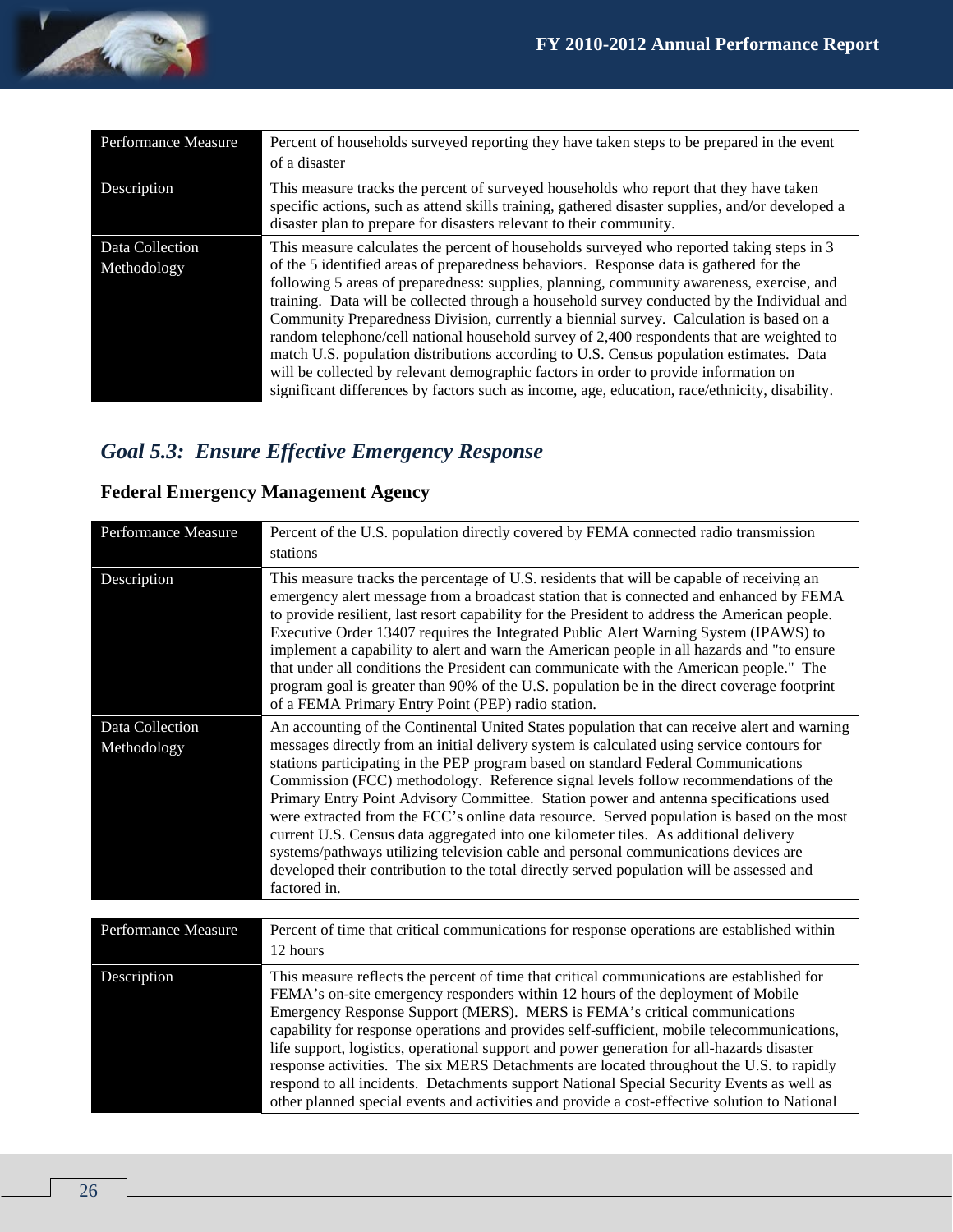| Performance Measure | Percent of households surveyed reporting they have taken steps to be prepared in the event of a disaster |
|---|---|
| Description | This measure tracks the percent of surveyed households who report that they have taken specific actions, such as attend skills training, gathered disaster supplies, and/or developed a disaster plan to prepare for disasters relevant to their community. |
| Data Collection Methodology | This measure calculates the percent of households surveyed who reported taking steps in 3 of the 5 identified areas of preparedness behaviors. Response data is gathered for the following 5 areas of preparedness: supplies, planning, community awareness, exercise, and training. Data will be collected through a household survey conducted by the Individual and Community Preparedness Division, currently a biennial survey. Calculation is based on a random telephone/cell national household survey of 2,400 respondents that are weighted to match U.S. population distributions according to U.S. Census population estimates. Data will be collected by relevant demographic factors in order to provide information on significant differences by factors such as income, age, education, race/ethnicity, disability. |

## *Goal 5.3: Ensure Effective Emergency Response*

### Federal Emergency Management Agency

| Performance Measure | Percent of the U.S. population directly covered by FEMA connected radio transmission stations |
|---|---|
| Description | This measure tracks the percentage of U.S. residents that will be capable of receiving an emergency alert message from a broadcast station that is connected and enhanced by FEMA to provide resilient, last resort capability for the President to address the American people. Executive Order 13407 requires the Integrated Public Alert Warning System (IPAWS) to implement a capability to alert and warn the American people in all hazards and "to ensure that under all conditions the President can communicate with the American people." The program goal is greater than 90% of the U.S. population be in the direct coverage footprint of a FEMA Primary Entry Point (PEP) radio station. |
| Data Collection Methodology | An accounting of the Continental United States population that can receive alert and warning messages directly from an initial delivery system is calculated using service contours for stations participating in the PEP program based on standard Federal Communications Commission (FCC) methodology. Reference signal levels follow recommendations of the Primary Entry Point Advisory Committee. Station power and antenna specifications used were extracted from the FCC's online data resource. Served population is based on the most current U.S. Census data aggregated into one kilometer tiles. As additional delivery systems/pathways utilizing television cable and personal communications devices are developed their contribution to the total directly served population will be assessed and factored in. |

| Performance Measure | Percent of time that critical communications for response operations are established within 12 hours |
|---|---|
| Description | This measure reflects the percent of time that critical communications are established for FEMA's on-site emergency responders within 12 hours of the deployment of Mobile Emergency Response Support (MERS). MERS is FEMA's critical communications capability for response operations and provides self-sufficient, mobile telecommunications, life support, logistics, operational support and power generation for all-hazards disaster response activities. The six MERS Detachments are located throughout the U.S. to rapidly respond to all incidents. Detachments support National Special Security Events as well as other planned special events and activities and provide a cost-effective solution to National |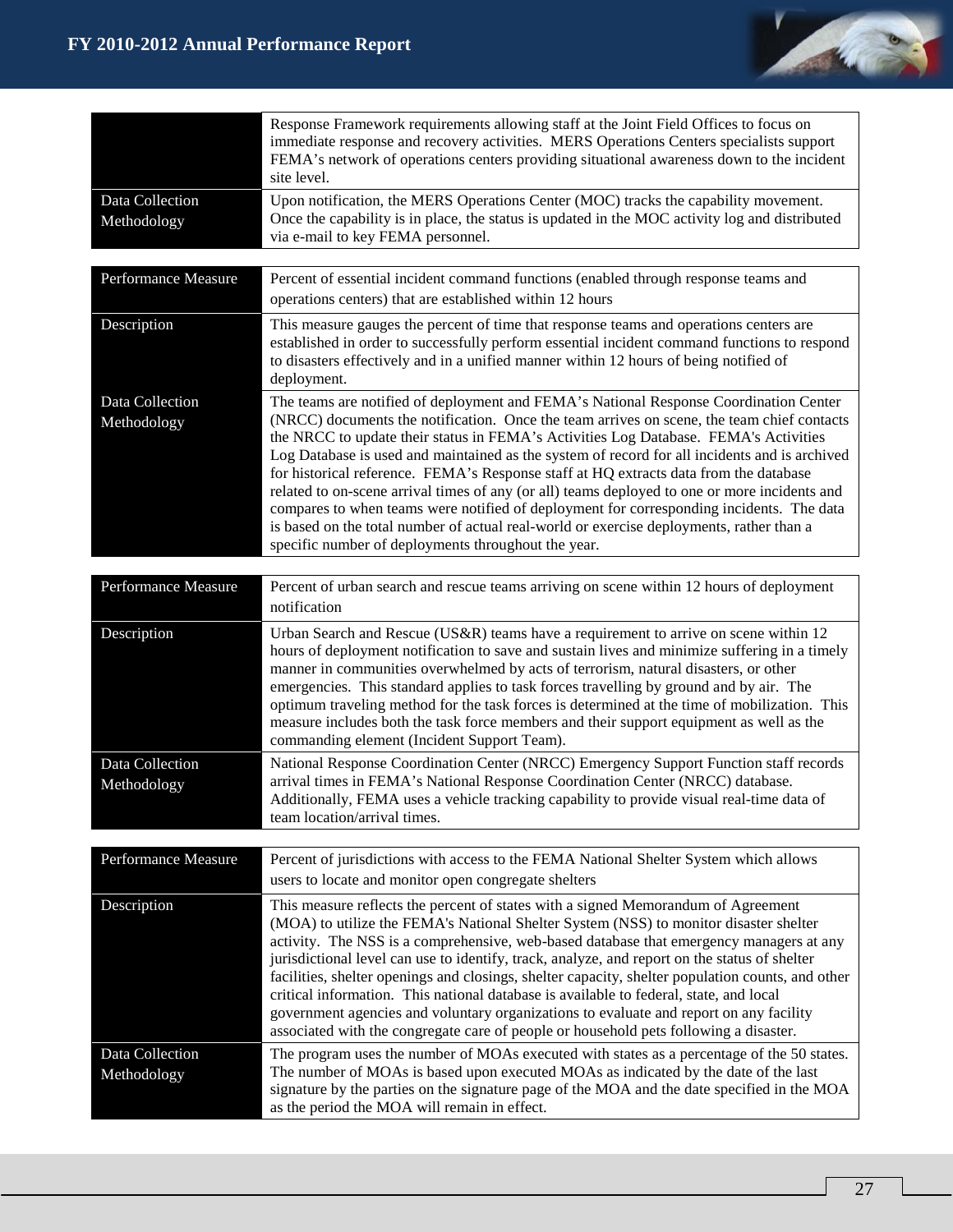| | |
|---|---|
| | Response Framework requirements allowing staff at the Joint Field Offices to focus on immediate response and recovery activities. MERS Operations Centers specialists support FEMA's network of operations centers providing situational awareness down to the incident site level. |
| Data Collection Methodology | Upon notification, the MERS Operations Center (MOC) tracks the capability movement. Once the capability is in place, the status is updated in the MOC activity log and distributed via e-mail to key FEMA personnel. |

| Performance Measure | Percent of essential incident command functions (enabled through response teams and operations centers) that are established within 12 hours |
|---|---|
| Description | This measure gauges the percent of time that response teams and operations centers are established in order to successfully perform essential incident command functions to respond to disasters effectively and in a unified manner within 12 hours of being notified of deployment. |
| Data Collection Methodology | The teams are notified of deployment and FEMA's National Response Coordination Center (NRCC) documents the notification. Once the team arrives on scene, the team chief contacts the NRCC to update their status in FEMA's Activities Log Database. FEMA's Activities Log Database is used and maintained as the system of record for all incidents and is archived for historical reference. FEMA's Response staff at HQ extracts data from the database related to on-scene arrival times of any (or all) teams deployed to one or more incidents and compares to when teams were notified of deployment for corresponding incidents. The data is based on the total number of actual real-world or exercise deployments, rather than a specific number of deployments throughout the year. |

| Performance Measure | Percent of urban search and rescue teams arriving on scene within 12 hours of deployment notification |
|---|---|
| Description | Urban Search and Rescue (US&R) teams have a requirement to arrive on scene within 12 hours of deployment notification to save and sustain lives and minimize suffering in a timely manner in communities overwhelmed by acts of terrorism, natural disasters, or other emergencies. This standard applies to task forces travelling by ground and by air. The optimum traveling method for the task forces is determined at the time of mobilization. This measure includes both the task force members and their support equipment as well as the commanding element (Incident Support Team). |
| Data Collection Methodology | National Response Coordination Center (NRCC) Emergency Support Function staff records arrival times in FEMA's National Response Coordination Center (NRCC) database. Additionally, FEMA uses a vehicle tracking capability to provide visual real-time data of team location/arrival times. |

| Performance Measure | Percent of jurisdictions with access to the FEMA National Shelter System which allows users to locate and monitor open congregate shelters |
|---|---|
| Description | This measure reflects the percent of states with a signed Memorandum of Agreement (MOA) to utilize the FEMA's National Shelter System (NSS) to monitor disaster shelter activity. The NSS is a comprehensive, web-based database that emergency managers at any jurisdictional level can use to identify, track, analyze, and report on the status of shelter facilities, shelter openings and closings, shelter capacity, shelter population counts, and other critical information. This national database is available to federal, state, and local government agencies and voluntary organizations to evaluate and report on any facility associated with the congregate care of people or household pets following a disaster. |
| Data Collection Methodology | The program uses the number of MOAs executed with states as a percentage of the 50 states. The number of MOAs is based upon executed MOAs as indicated by the date of the last signature by the parties on the signature page of the MOA and the date specified in the MOA as the period the MOA will remain in effect. |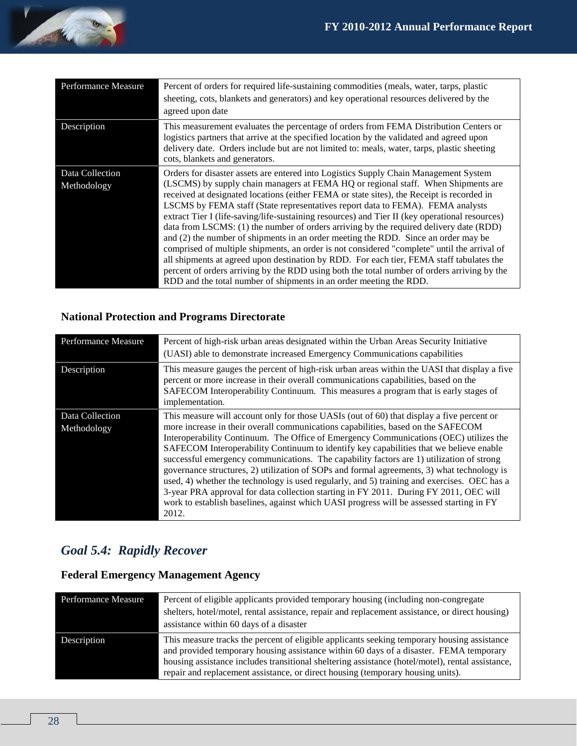| Performance Measure | Percent of orders for required life-sustaining commodities (meals, water, tarps, plastic sheeting, cots, blankets and generators) and key operational resources delivered by the agreed upon date |
|---|---|
| Description | This measurement evaluates the percentage of orders from FEMA Distribution Centers or logistics partners that arrive at the specified location by the validated and agreed upon delivery date. Orders include but are not limited to: meals, water, tarps, plastic sheeting cots, blankets and generators. |
| Data Collection Methodology | Orders for disaster assets are entered into Logistics Supply Chain Management System (LSCMS) by supply chain managers at FEMA HQ or regional staff. When Shipments are received at designated locations (either FEMA or state sites), the Receipt is recorded in LSCMS by FEMA staff (State representatives report data to FEMA). FEMA analysts extract Tier I (life-saving/life-sustaining resources) and Tier II (key operational resources) data from LSCMS: (1) the number of orders arriving by the required delivery date (RDD) and (2) the number of shipments in an order meeting the RDD. Since an order may be comprised of multiple shipments, an order is not considered "complete" until the arrival of all shipments at agreed upon destination by RDD. For each tier, FEMA staff tabulates the percent of orders arriving by the RDD using both the total number of orders arriving by the RDD and the total number of shipments in an order meeting the RDD. |

### National Protection and Programs Directorate

| Performance Measure | Percent of high-risk urban areas designated within the Urban Areas Security Initiative (UASI) able to demonstrate increased Emergency Communications capabilities |
|---|---|
| Description | This measure gauges the percent of high-risk urban areas within the UASI that display a five percent or more increase in their overall communications capabilities, based on the SAFECOM Interoperability Continuum. This measures a program that is early stages of implementation. |
| Data Collection Methodology | This measure will account only for those UASIs (out of 60) that display a five percent or more increase in their overall communications capabilities, based on the SAFECOM Interoperability Continuum. The Office of Emergency Communications (OEC) utilizes the SAFECOM Interoperability Continuum to identify key capabilities that we believe enable successful emergency communications. The capability factors are 1) utilization of strong governance structures, 2) utilization of SOPs and formal agreements, 3) what technology is used, 4) whether the technology is used regularly, and 5) training and exercises. OEC has a 3-year PRA approval for data collection starting in FY 2011. During FY 2011, OEC will work to establish baselines, against which UASI progress will be assessed starting in FY 2012. |

## *Goal 5.4: Rapidly Recover*

### Federal Emergency Management Agency

| Performance Measure | Percent of eligible applicants provided temporary housing (including non-congregate shelters, hotel/motel, rental assistance, repair and replacement assistance, or direct housing) assistance within 60 days of a disaster |
|---|---|
| Description | This measure tracks the percent of eligible applicants seeking temporary housing assistance and provided temporary housing assistance within 60 days of a disaster. FEMA temporary housing assistance includes transitional sheltering assistance (hotel/motel), rental assistance, repair and replacement assistance, or direct housing (temporary housing units). |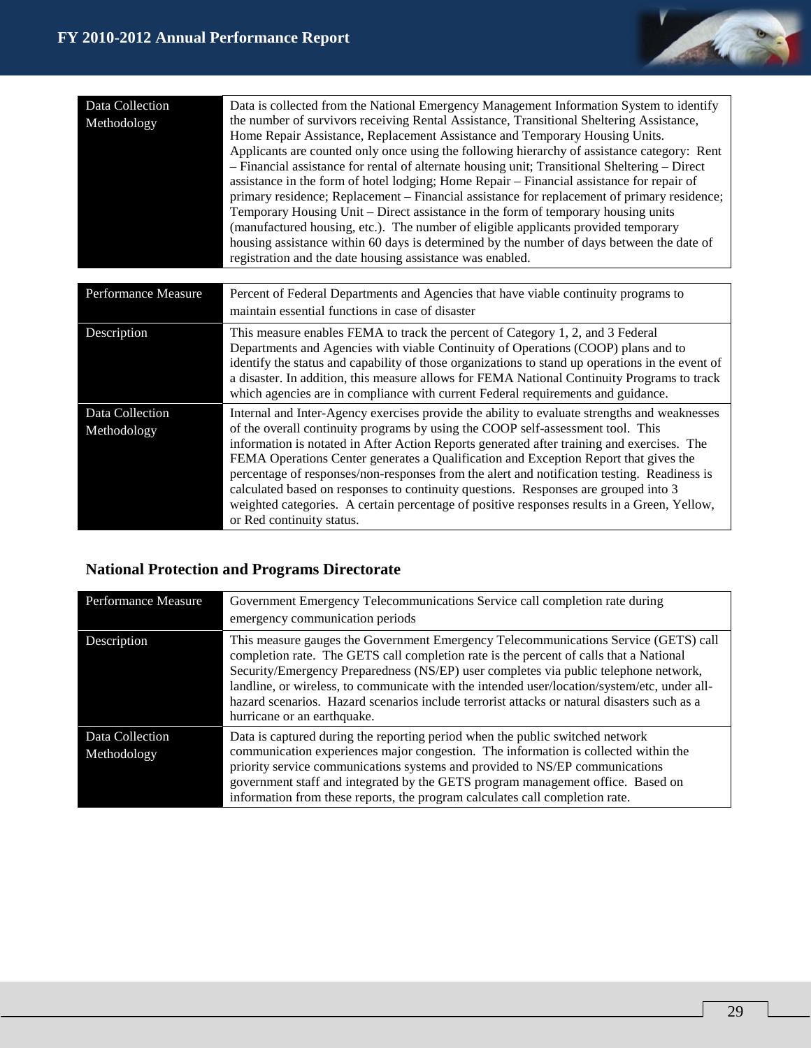| | |
|---|---|
| Data Collection Methodology | Data is collected from the National Emergency Management Information System to identify the number of survivors receiving Rental Assistance, Transitional Sheltering Assistance, Home Repair Assistance, Replacement Assistance and Temporary Housing Units. Applicants are counted only once using the following hierarchy of assistance category: Rent – Financial assistance for rental of alternate housing unit; Transitional Sheltering – Direct assistance in the form of hotel lodging; Home Repair – Financial assistance for repair of primary residence; Replacement – Financial assistance for replacement of primary residence; Temporary Housing Unit – Direct assistance in the form of temporary housing units (manufactured housing, etc.). The number of eligible applicants provided temporary housing assistance within 60 days is determined by the number of days between the date of registration and the date housing assistance was enabled. |

| | |
|---|---|
| Performance Measure | Percent of Federal Departments and Agencies that have viable continuity programs to maintain essential functions in case of disaster |
| Description | This measure enables FEMA to track the percent of Category 1, 2, and 3 Federal Departments and Agencies with viable Continuity of Operations (COOP) plans and to identify the status and capability of those organizations to stand up operations in the event of a disaster. In addition, this measure allows for FEMA National Continuity Programs to track which agencies are in compliance with current Federal requirements and guidance. |
| Data Collection Methodology | Internal and Inter-Agency exercises provide the ability to evaluate strengths and weaknesses of the overall continuity programs by using the COOP self-assessment tool. This information is notated in After Action Reports generated after training and exercises. The FEMA Operations Center generates a Qualification and Exception Report that gives the percentage of responses/non-responses from the alert and notification testing. Readiness is calculated based on responses to continuity questions. Responses are grouped into 3 weighted categories. A certain percentage of positive responses results in a Green, Yellow, or Red continuity status. |

### National Protection and Programs Directorate

| | |
|---|---|
| Performance Measure | Government Emergency Telecommunications Service call completion rate during emergency communication periods |
| Description | This measure gauges the Government Emergency Telecommunications Service (GETS) call completion rate. The GETS call completion rate is the percent of calls that a National Security/Emergency Preparedness (NS/EP) user completes via public telephone network, landline, or wireless, to communicate with the intended user/location/system/etc, under all-hazard scenarios. Hazard scenarios include terrorist attacks or natural disasters such as a hurricane or an earthquake. |
| Data Collection Methodology | Data is captured during the reporting period when the public switched network communication experiences major congestion. The information is collected within the priority service communications systems and provided to NS/EP communications government staff and integrated by the GETS program management office. Based on information from these reports, the program calculates call completion rate. |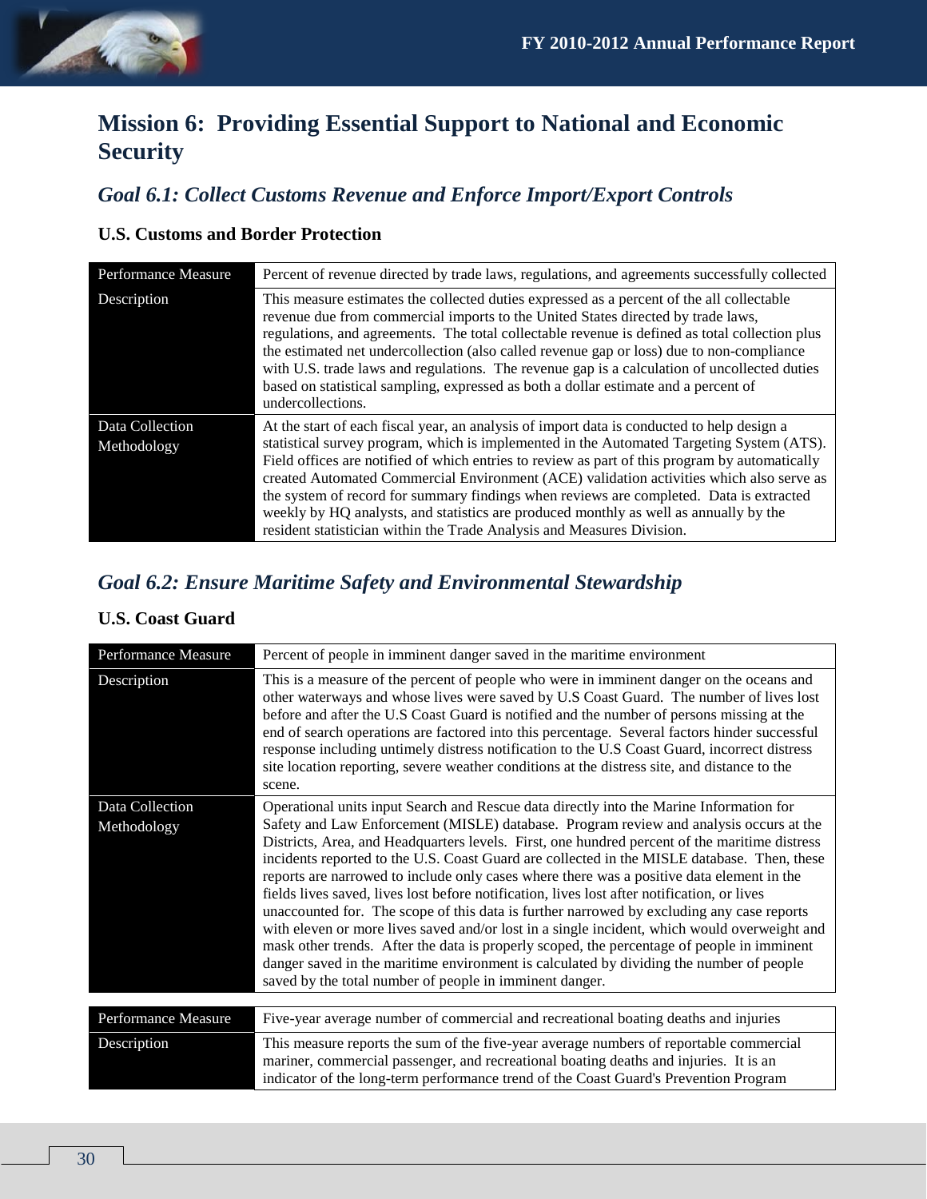# Mission 6: Providing Essential Support to National and Economic Security

## *Goal 6.1: Collect Customs Revenue and Enforce Import/Export Controls*

### U.S. Customs and Border Protection

| Performance Measure | Percent of revenue directed by trade laws, regulations, and agreements successfully collected |
|---|---|
| Description | This measure estimates the collected duties expressed as a percent of the all collectable revenue due from commercial imports to the United States directed by trade laws, regulations, and agreements. The total collectable revenue is defined as total collection plus the estimated net undercollection (also called revenue gap or loss) due to non-compliance with U.S. trade laws and regulations. The revenue gap is a calculation of uncollected duties based on statistical sampling, expressed as both a dollar estimate and a percent of undercollections. |
| Data Collection Methodology | At the start of each fiscal year, an analysis of import data is conducted to help design a statistical survey program, which is implemented in the Automated Targeting System (ATS). Field offices are notified of which entries to review as part of this program by automatically created Automated Commercial Environment (ACE) validation activities which also serve as the system of record for summary findings when reviews are completed. Data is extracted weekly by HQ analysts, and statistics are produced monthly as well as annually by the resident statistician within the Trade Analysis and Measures Division. |

## *Goal 6.2: Ensure Maritime Safety and Environmental Stewardship*

### U.S. Coast Guard

| Performance Measure | Percent of people in imminent danger saved in the maritime environment |
|---|---|
| Description | This is a measure of the percent of people who were in imminent danger on the oceans and other waterways and whose lives were saved by U.S Coast Guard. The number of lives lost before and after the U.S Coast Guard is notified and the number of persons missing at the end of search operations are factored into this percentage. Several factors hinder successful response including untimely distress notification to the U.S Coast Guard, incorrect distress site location reporting, severe weather conditions at the distress site, and distance to the scene. |
| Data Collection Methodology | Operational units input Search and Rescue data directly into the Marine Information for Safety and Law Enforcement (MISLE) database. Program review and analysis occurs at the Districts, Area, and Headquarters levels. First, one hundred percent of the maritime distress incidents reported to the U.S. Coast Guard are collected in the MISLE database. Then, these reports are narrowed to include only cases where there was a positive data element in the fields lives saved, lives lost before notification, lives lost after notification, or lives unaccounted for. The scope of this data is further narrowed by excluding any case reports with eleven or more lives saved and/or lost in a single incident, which would overweight and mask other trends. After the data is properly scoped, the percentage of people in imminent danger saved in the maritime environment is calculated by dividing the number of people saved by the total number of people in imminent danger. |

| Performance Measure | Five-year average number of commercial and recreational boating deaths and injuries |
|---|---|
| Description | This measure reports the sum of the five-year average numbers of reportable commercial mariner, commercial passenger, and recreational boating deaths and injuries. It is an indicator of the long-term performance trend of the Coast Guard's Prevention Program |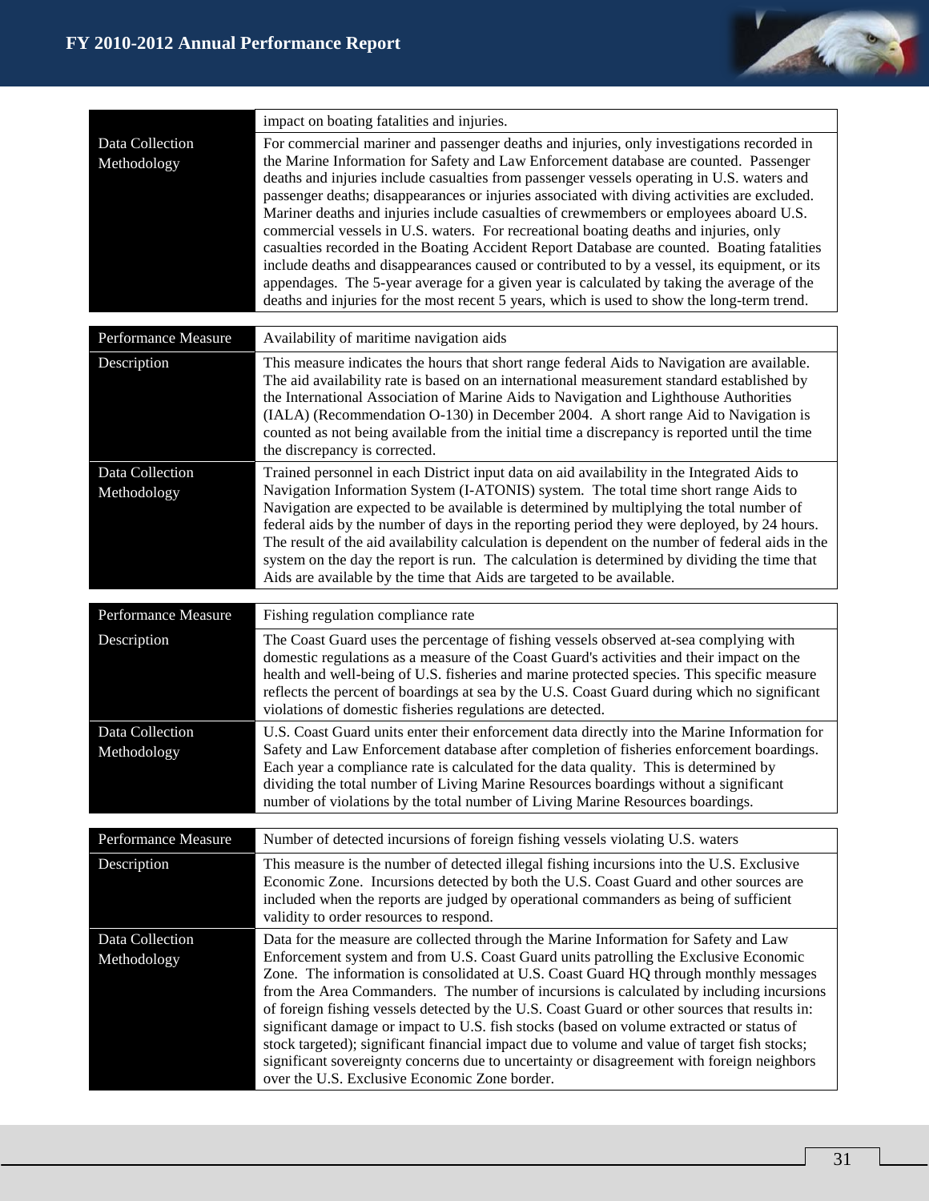| | |
|---|---|
| | impact on boating fatalities and injuries. |
| Data Collection Methodology | For commercial mariner and passenger deaths and injuries, only investigations recorded in the Marine Information for Safety and Law Enforcement database are counted. Passenger deaths and injuries include casualties from passenger vessels operating in U.S. waters and passenger deaths; disappearances or injuries associated with diving activities are excluded. Mariner deaths and injuries include casualties of crewmembers or employees aboard U.S. commercial vessels in U.S. waters. For recreational boating deaths and injuries, only casualties recorded in the Boating Accident Report Database are counted. Boating fatalities include deaths and disappearances caused or contributed to by a vessel, its equipment, or its appendages. The 5-year average for a given year is calculated by taking the average of the deaths and injuries for the most recent 5 years, which is used to show the long-term trend. |

| Performance Measure | Availability of maritime navigation aids |
|---|---|
| Description | This measure indicates the hours that short range federal Aids to Navigation are available. The aid availability rate is based on an international measurement standard established by the International Association of Marine Aids to Navigation and Lighthouse Authorities (IALA) (Recommendation O-130) in December 2004. A short range Aid to Navigation is counted as not being available from the initial time a discrepancy is reported until the time the discrepancy is corrected. |
| Data Collection Methodology | Trained personnel in each District input data on aid availability in the Integrated Aids to Navigation Information System (I-ATONIS) system. The total time short range Aids to Navigation are expected to be available is determined by multiplying the total number of federal aids by the number of days in the reporting period they were deployed, by 24 hours. The result of the aid availability calculation is dependent on the number of federal aids in the system on the day the report is run. The calculation is determined by dividing the time that Aids are available by the time that Aids are targeted to be available. |

| Performance Measure | Fishing regulation compliance rate |
|---|---|
| Description | The Coast Guard uses the percentage of fishing vessels observed at-sea complying with domestic regulations as a measure of the Coast Guard's activities and their impact on the health and well-being of U.S. fisheries and marine protected species. This specific measure reflects the percent of boardings at sea by the U.S. Coast Guard during which no significant violations of domestic fisheries regulations are detected. |
| Data Collection Methodology | U.S. Coast Guard units enter their enforcement data directly into the Marine Information for Safety and Law Enforcement database after completion of fisheries enforcement boardings. Each year a compliance rate is calculated for the data quality. This is determined by dividing the total number of Living Marine Resources boardings without a significant number of violations by the total number of Living Marine Resources boardings. |

| Performance Measure | Number of detected incursions of foreign fishing vessels violating U.S. waters |
|---|---|
| Description | This measure is the number of detected illegal fishing incursions into the U.S. Exclusive Economic Zone. Incursions detected by both the U.S. Coast Guard and other sources are included when the reports are judged by operational commanders as being of sufficient validity to order resources to respond. |
| Data Collection Methodology | Data for the measure are collected through the Marine Information for Safety and Law Enforcement system and from U.S. Coast Guard units patrolling the Exclusive Economic Zone. The information is consolidated at U.S. Coast Guard HQ through monthly messages from the Area Commanders. The number of incursions is calculated by including incursions of foreign fishing vessels detected by the U.S. Coast Guard or other sources that results in: significant damage or impact to U.S. fish stocks (based on volume extracted or status of stock targeted); significant financial impact due to volume and value of target fish stocks; significant sovereignty concerns due to uncertainty or disagreement with foreign neighbors over the U.S. Exclusive Economic Zone border. |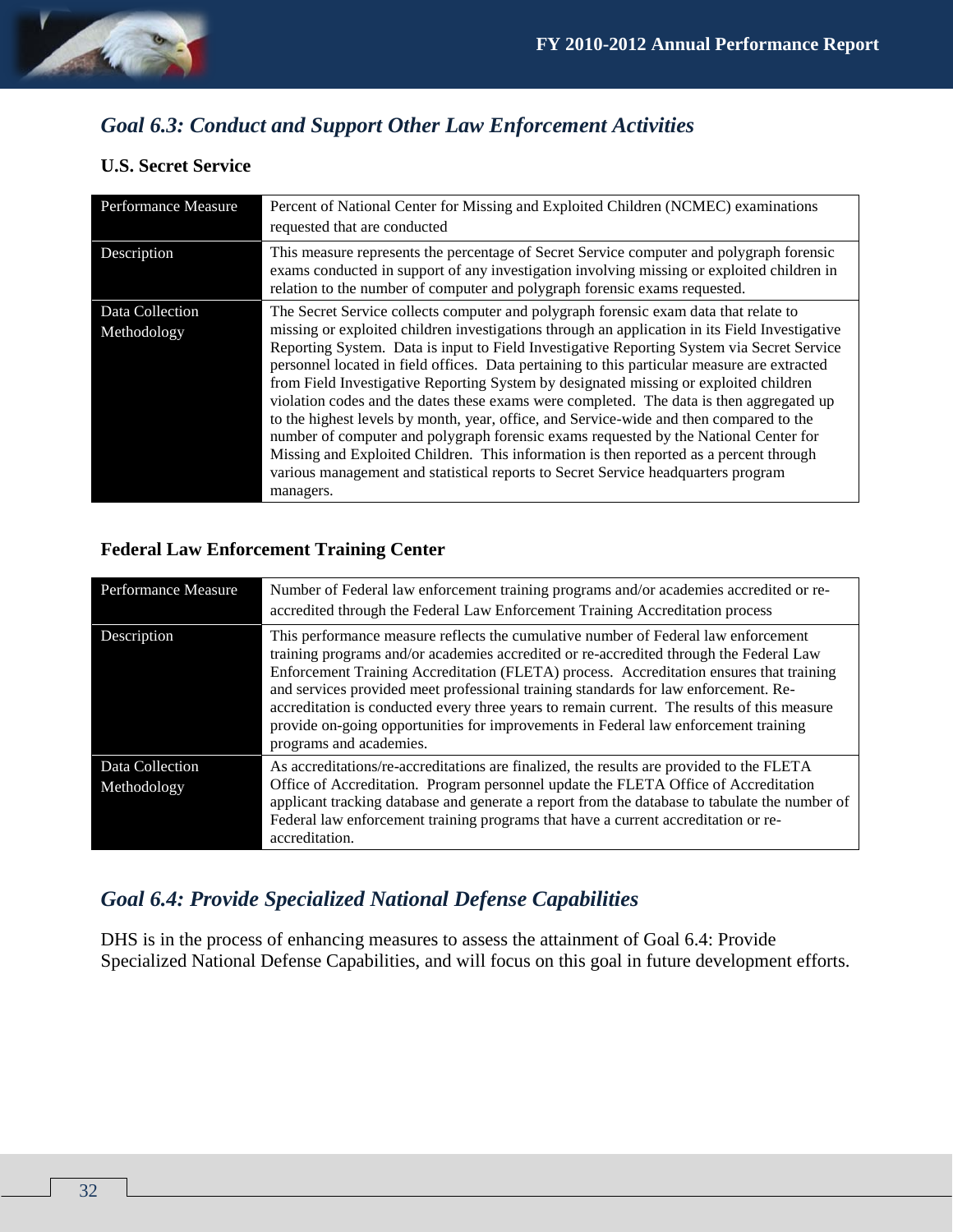## *Goal 6.3: Conduct and Support Other Law Enforcement Activities*

### U.S. Secret Service

| Performance Measure | Percent of National Center for Missing and Exploited Children (NCMEC) examinations requested that are conducted |
|---|---|
| Description | This measure represents the percentage of Secret Service computer and polygraph forensic exams conducted in support of any investigation involving missing or exploited children in relation to the number of computer and polygraph forensic exams requested. |
| Data Collection Methodology | The Secret Service collects computer and polygraph forensic exam data that relate to missing or exploited children investigations through an application in its Field Investigative Reporting System. Data is input to Field Investigative Reporting System via Secret Service personnel located in field offices. Data pertaining to this particular measure are extracted from Field Investigative Reporting System by designated missing or exploited children violation codes and the dates these exams were completed. The data is then aggregated up to the highest levels by month, year, office, and Service-wide and then compared to the number of computer and polygraph forensic exams requested by the National Center for Missing and Exploited Children. This information is then reported as a percent through various management and statistical reports to Secret Service headquarters program managers. |

### Federal Law Enforcement Training Center

| Performance Measure | Number of Federal law enforcement training programs and/or academies accredited or re-accredited through the Federal Law Enforcement Training Accreditation process |
|---|---|
| Description | This performance measure reflects the cumulative number of Federal law enforcement training programs and/or academies accredited or re-accredited through the Federal Law Enforcement Training Accreditation (FLETA) process. Accreditation ensures that training and services provided meet professional training standards for law enforcement. Re-accreditation is conducted every three years to remain current. The results of this measure provide on-going opportunities for improvements in Federal law enforcement training programs and academies. |
| Data Collection Methodology | As accreditations/re-accreditations are finalized, the results are provided to the FLETA Office of Accreditation. Program personnel update the FLETA Office of Accreditation applicant tracking database and generate a report from the database to tabulate the number of Federal law enforcement training programs that have a current accreditation or re-accreditation. |

## *Goal 6.4: Provide Specialized National Defense Capabilities*

DHS is in the process of enhancing measures to assess the attainment of Goal 6.4: Provide Specialized National Defense Capabilities, and will focus on this goal in future development efforts.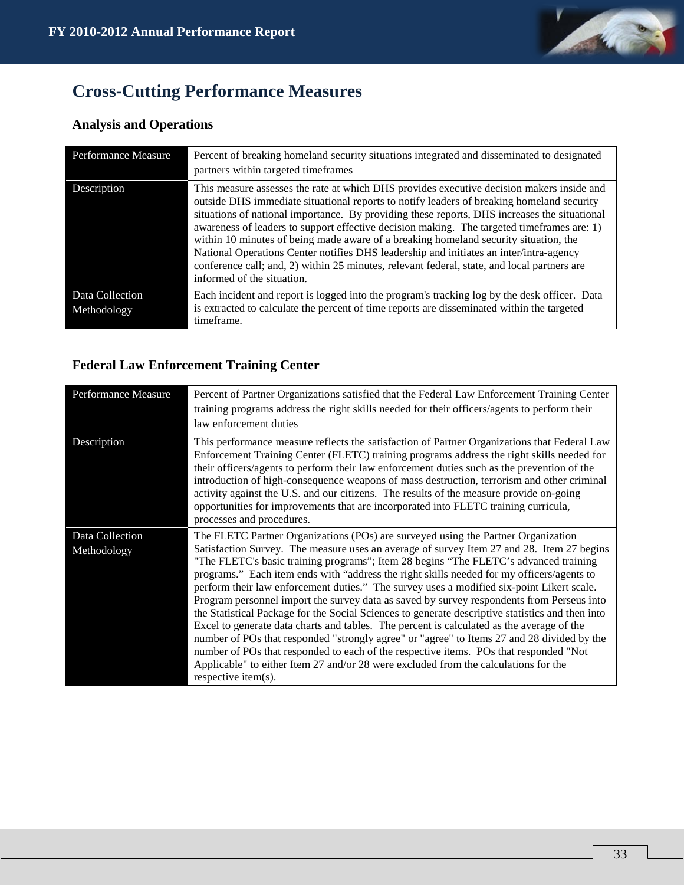# Cross-Cutting Performance Measures

## Analysis and Operations

| Performance Measure | Percent of breaking homeland security situations integrated and disseminated to designated partners within targeted timeframes |
|---|---|
| Description | This measure assesses the rate at which DHS provides executive decision makers inside and outside DHS immediate situational reports to notify leaders of breaking homeland security situations of national importance. By providing these reports, DHS increases the situational awareness of leaders to support effective decision making. The targeted timeframes are: 1) within 10 minutes of being made aware of a breaking homeland security situation, the National Operations Center notifies DHS leadership and initiates an inter/intra-agency conference call; and, 2) within 25 minutes, relevant federal, state, and local partners are informed of the situation. |
| Data Collection Methodology | Each incident and report is logged into the program's tracking log by the desk officer. Data is extracted to calculate the percent of time reports are disseminated within the targeted timeframe. |

## Federal Law Enforcement Training Center

| Performance Measure | Percent of Partner Organizations satisfied that the Federal Law Enforcement Training Center training programs address the right skills needed for their officers/agents to perform their law enforcement duties |
|---|---|
| Description | This performance measure reflects the satisfaction of Partner Organizations that Federal Law Enforcement Training Center (FLETC) training programs address the right skills needed for their officers/agents to perform their law enforcement duties such as the prevention of the introduction of high-consequence weapons of mass destruction, terrorism and other criminal activity against the U.S. and our citizens. The results of the measure provide on-going opportunities for improvements that are incorporated into FLETC training curricula, processes and procedures. |
| Data Collection Methodology | The FLETC Partner Organizations (POs) are surveyed using the Partner Organization Satisfaction Survey. The measure uses an average of survey Item 27 and 28. Item 27 begins "The FLETC's basic training programs"; Item 28 begins "The FLETC's advanced training programs." Each item ends with "address the right skills needed for my officers/agents to perform their law enforcement duties." The survey uses a modified six-point Likert scale. Program personnel import the survey data as saved by survey respondents from Perseus into the Statistical Package for the Social Sciences to generate descriptive statistics and then into Excel to generate data charts and tables. The percent is calculated as the average of the number of POs that responded "strongly agree" or "agree" to Items 27 and 28 divided by the number of POs that responded to each of the respective items. POs that responded "Not Applicable" to either Item 27 and/or 28 were excluded from the calculations for the respective item(s). |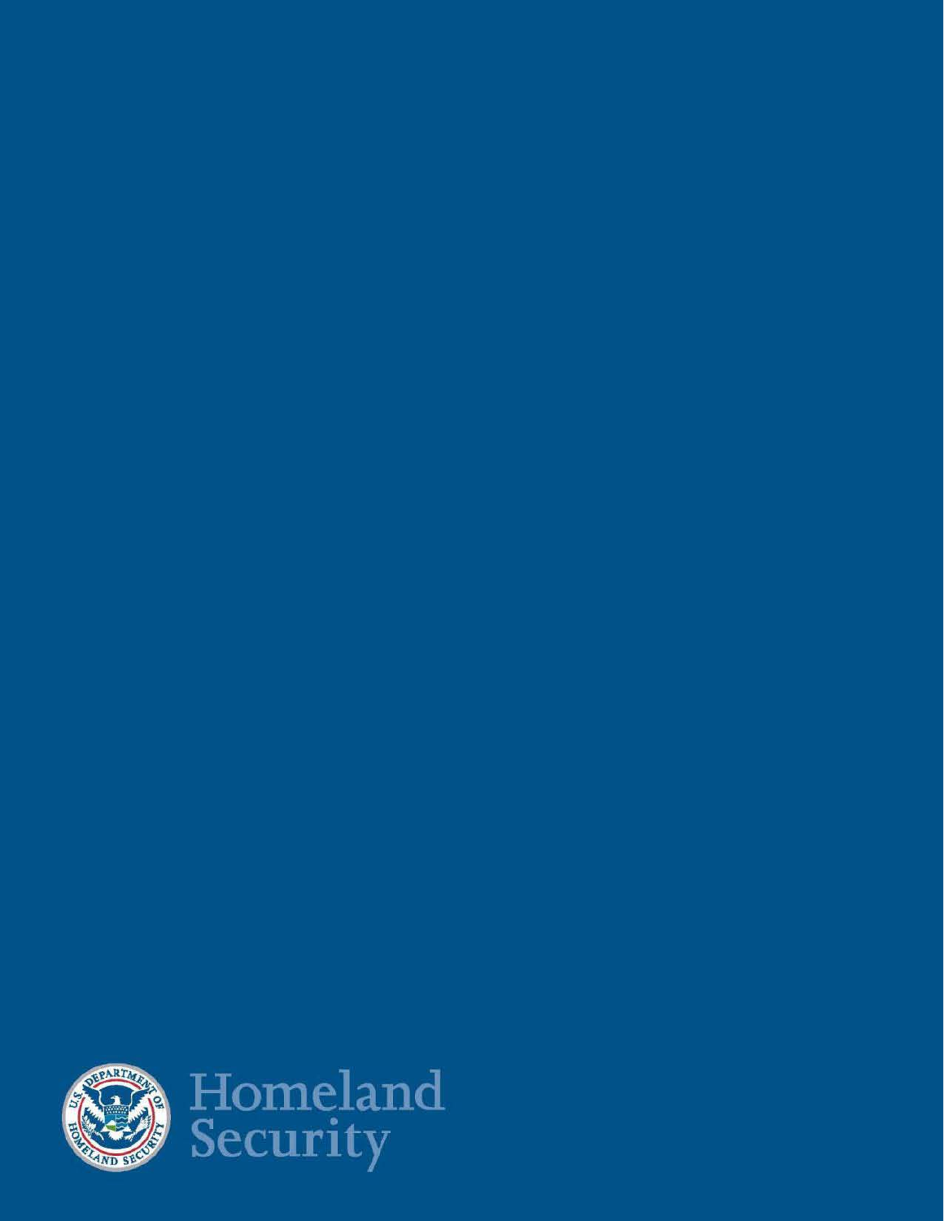Homeland Security